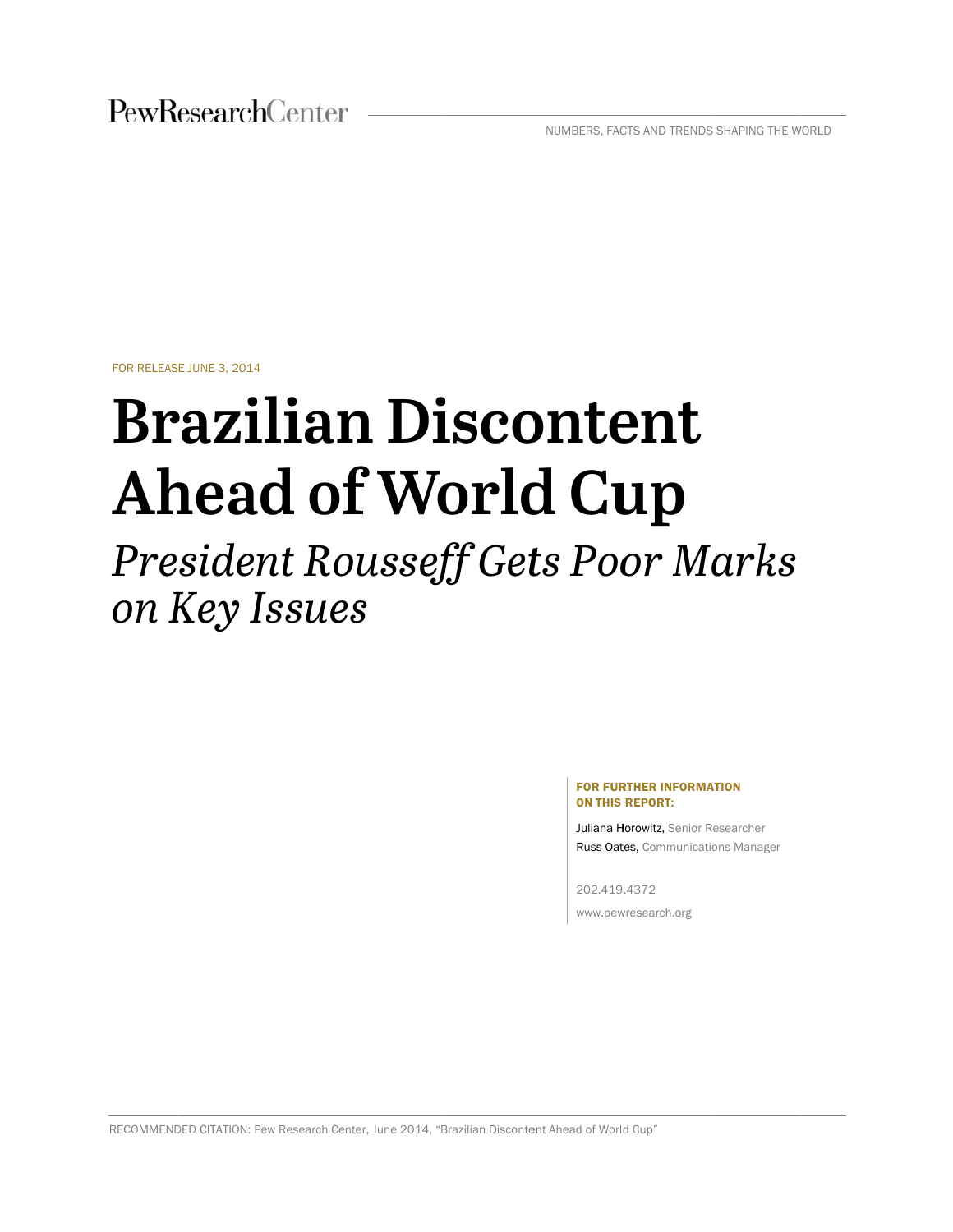PewResearchCenter

NUMBERS, FACTS AND TRENDS SHAPING THE WORLD

FOR RELEASE JUNE 3, 2014

# Brazilian Discontent Ahead of World Cup

## *President Rousseff Gets Poor Marks on Key Issues*

**FOR FURTHER INFORMATION ON THIS REPORT:**

Juliana Horowitz, Senior Researcher
Russ Oates, Communications Manager

202.419.4372

www.pewresearch.org

RECOMMENDED CITATION: Pew Research Center, June 2014, "Brazilian Discontent Ahead of World Cup"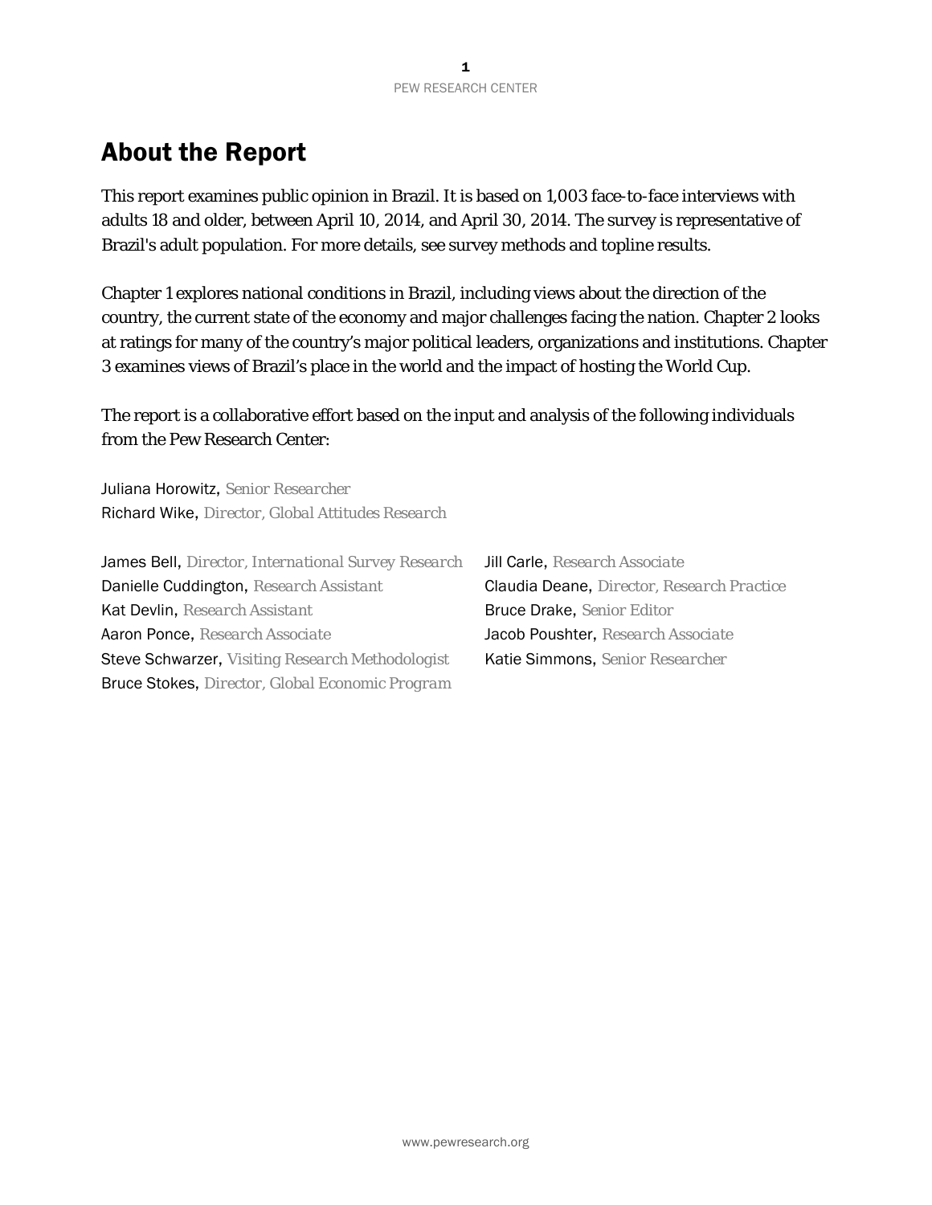# About the Report

This report examines public opinion in Brazil. It is based on 1,003 face-to-face interviews with adults 18 and older, between April 10, 2014, and April 30, 2014. The survey is representative of Brazil's adult population. For more details, see survey methods and topline results.

Chapter 1 explores national conditions in Brazil, including views about the direction of the country, the current state of the economy and major challenges facing the nation. Chapter 2 looks at ratings for many of the country's major political leaders, organizations and institutions. Chapter 3 examines views of Brazil's place in the world and the impact of hosting the World Cup.

The report is a collaborative effort based on the input and analysis of the following individuals from the Pew Research Center:

Juliana Horowitz, *Senior Researcher*
Richard Wike, *Director, Global Attitudes Research*

James Bell, *Director, International Survey Research*
Danielle Cuddington, *Research Assistant*
Kat Devlin, *Research Assistant*
Aaron Ponce, *Research Associate*
Steve Schwarzer, *Visiting Research Methodologist*
Bruce Stokes, *Director, Global Economic Program*
Jill Carle, *Research Associate*
Claudia Deane, *Director, Research Practice*
Bruce Drake, *Senior Editor*
Jacob Poushter, *Research Associate*
Katie Simmons, *Senior Researcher*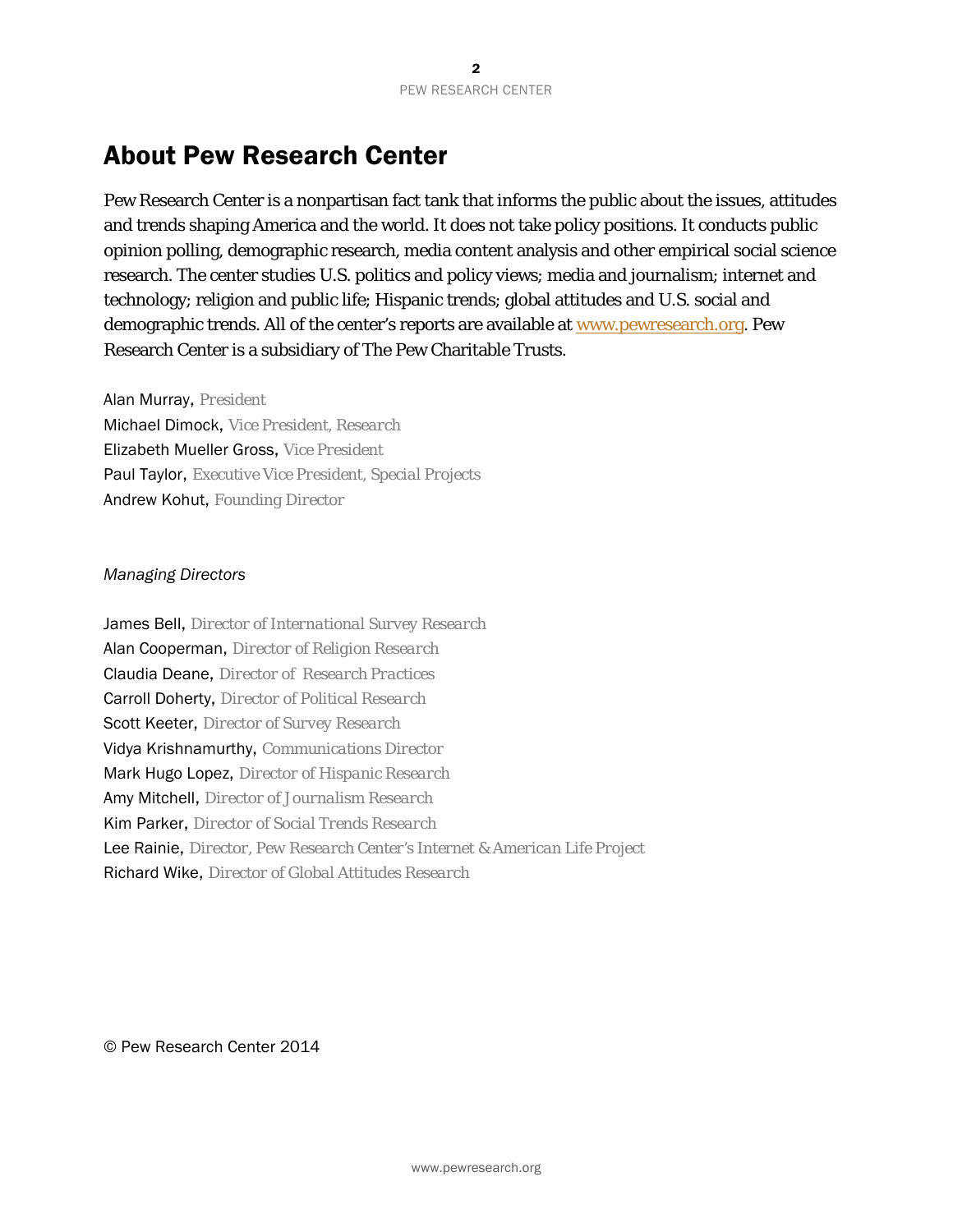# About Pew Research Center

Pew Research Center is a nonpartisan fact tank that informs the public about the issues, attitudes and trends shaping America and the world. It does not take policy positions. It conducts public opinion polling, demographic research, media content analysis and other empirical social science research. The center studies U.S. politics and policy views; media and journalism; internet and technology; religion and public life; Hispanic trends; global attitudes and U.S. social and demographic trends. All of the center's reports are available at www.pewresearch.org. Pew Research Center is a subsidiary of The Pew Charitable Trusts.

Alan Murray, *President*
Michael Dimock, *Vice President, Research*
Elizabeth Mueller Gross, *Vice President*
Paul Taylor, *Executive Vice President, Special Projects*
Andrew Kohut, *Founding Director*

*Managing Directors*

James Bell, *Director of International Survey Research*
Alan Cooperman, *Director of Religion Research*
Claudia Deane, *Director of Research Practices*
Carroll Doherty, *Director of Political Research*
Scott Keeter, *Director of Survey Research*
Vidya Krishnamurthy, *Communications Director*
Mark Hugo Lopez, *Director of Hispanic Research*
Amy Mitchell, *Director of Journalism Research*
Kim Parker, *Director of Social Trends Research*
Lee Rainie, *Director, Pew Research Center's Internet & American Life Project*
Richard Wike, *Director of Global Attitudes Research*

© Pew Research Center 2014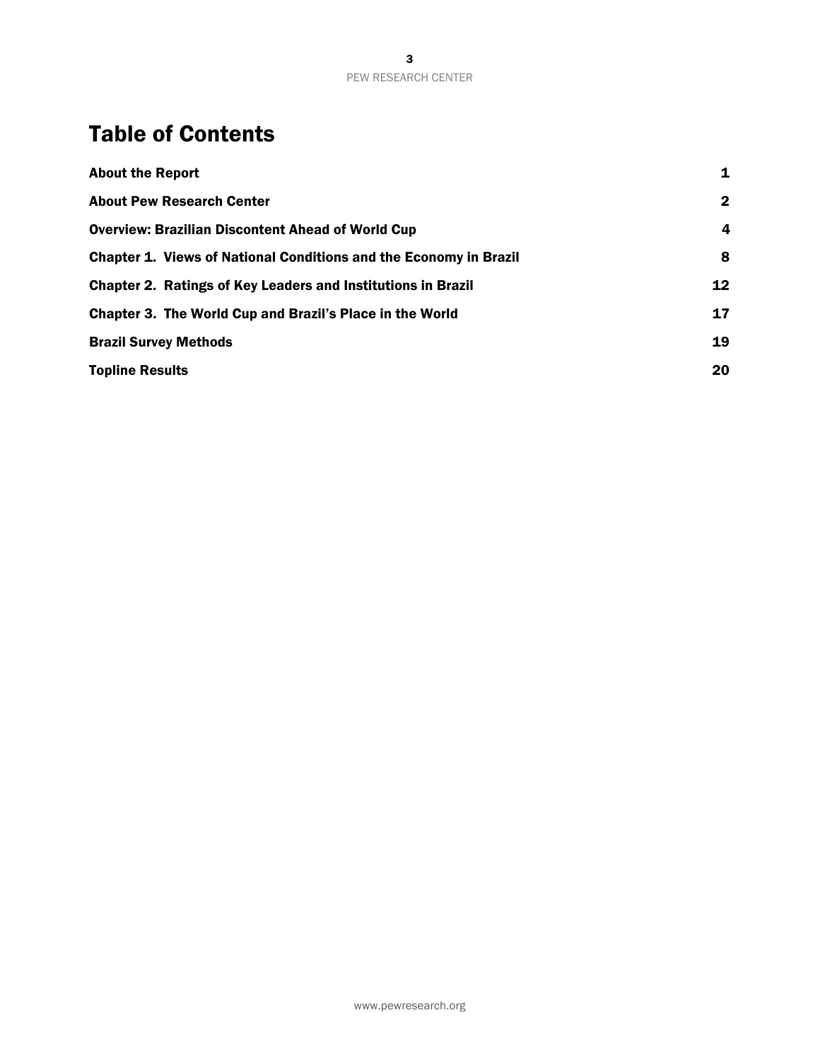# Table of Contents

| | |
|---|---|
| **About the Report** | **1** |
| **About Pew Research Center** | **2** |
| **Overview: Brazilian Discontent Ahead of World Cup** | **4** |
| **Chapter 1. Views of National Conditions and the Economy in Brazil** | **8** |
| **Chapter 2. Ratings of Key Leaders and Institutions in Brazil** | **12** |
| **Chapter 3. The World Cup and Brazil's Place in the World** | **17** |
| **Brazil Survey Methods** | **19** |
| **Topline Results** | **20** |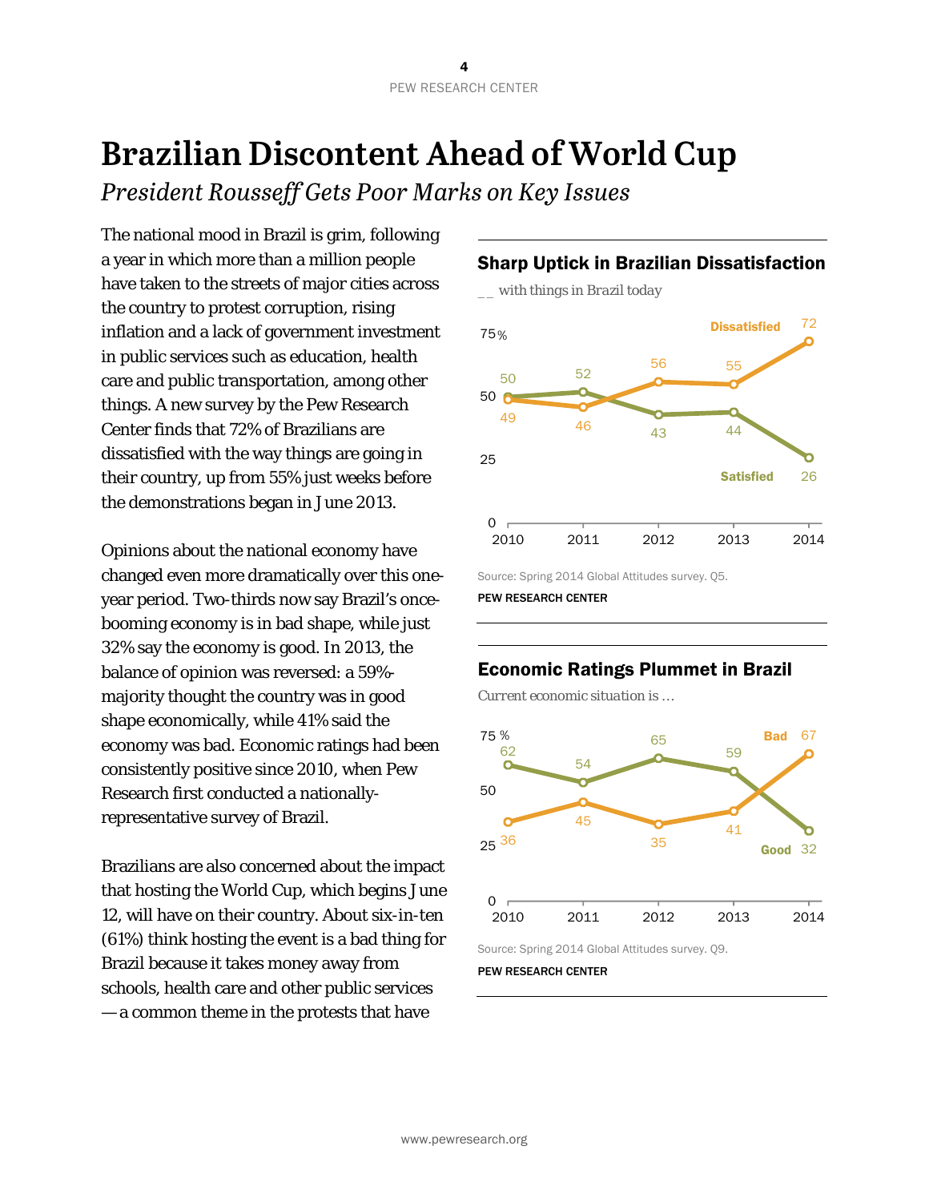# Brazilian Discontent Ahead of World Cup

## *President Rousseff Gets Poor Marks on Key Issues*

The national mood in Brazil is grim, following a year in which more than a million people have taken to the streets of major cities across the country to protest corruption, rising inflation and a lack of government investment in public services such as education, health care and public transportation, among other things. A new survey by the Pew Research Center finds that 72% of Brazilians are dissatisfied with the way things are going in their country, up from 55% just weeks before the demonstrations began in June 2013.

Opinions about the national economy have changed even more dramatically over this one-year period. Two-thirds now say Brazil's once-booming economy is in bad shape, while just 32% say the economy is good. In 2013, the balance of opinion was reversed: a 59%-majority thought the country was in good shape economically, while 41% said the economy was bad. Economic ratings had been consistently positive since 2010, when Pew Research first conducted a nationally-representative survey of Brazil.

Brazilians are also concerned about the impact that hosting the World Cup, which begins June 12, will have on their country. About six-in-ten (61%) think hosting the event is a bad thing for Brazil because it takes money away from schools, health care and other public services — a common theme in the protests that have

### Sharp Uptick in Brazilian Dissatisfaction

__ with things in Brazil today

| | 2010 | 2011 | 2012 | 2013 | 2014 |
|---|---|---|---|---|---|
| Dissatisfied | 49 | 46 | 56 | 55 | 72 |
| Satisfied | 50 | 52 | 43 | 44 | 26 |

Source: Spring 2014 Global Attitudes survey. Q5.

PEW RESEARCH CENTER

### Economic Ratings Plummet in Brazil

Current economic situation is …

| | 2010 | 2011 | 2012 | 2013 | 2014 |
|---|---|---|---|---|---|
| Good | 62 | 54 | 65 | 59 | 32 |
| Bad | 36 | 45 | 35 | 41 | 67 |

Source: Spring 2014 Global Attitudes survey. Q9.

PEW RESEARCH CENTER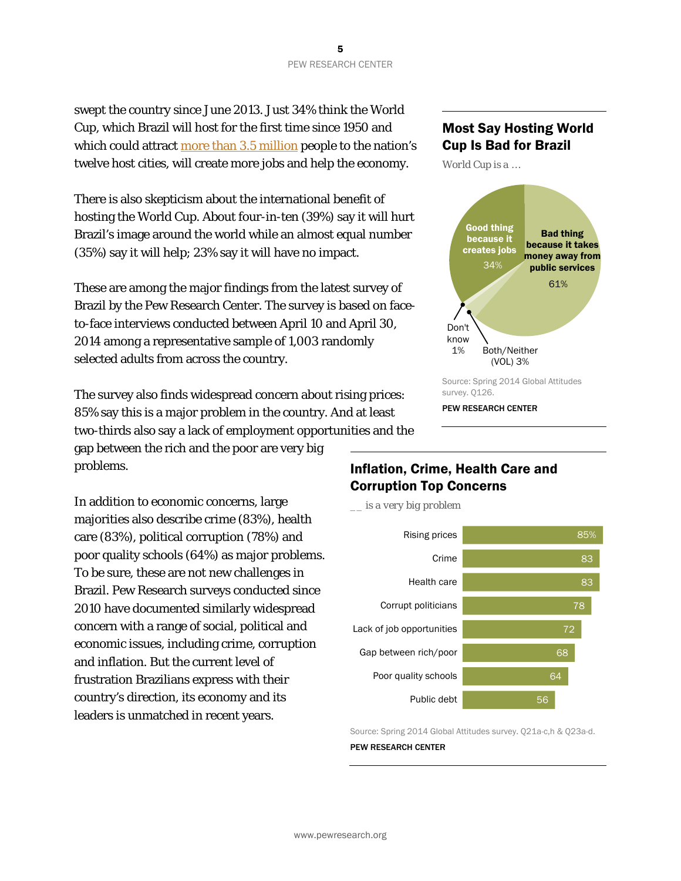swept the country since June 2013. Just 34% think the World Cup, which Brazil will host for the first time since 1950 and which could attract more than 3.5 million people to the nation's twelve host cities, will create more jobs and help the economy.

There is also skepticism about the international benefit of hosting the World Cup. About four-in-ten (39%) say it will hurt Brazil's image around the world while an almost equal number (35%) say it will help; 23% say it will have no impact.

These are among the major findings from the latest survey of Brazil by the Pew Research Center. The survey is based on face-to-face interviews conducted between April 10 and April 30, 2014 among a representative sample of 1,003 randomly selected adults from across the country.

The survey also finds widespread concern about rising prices: 85% say this is a major problem in the country. And at least two-thirds also say a lack of employment opportunities and the gap between the rich and the poor are very big problems.

In addition to economic concerns, large majorities also describe crime (83%), health care (83%), political corruption (78%) and poor quality schools (64%) as major problems. To be sure, these are not new challenges in Brazil. Pew Research surveys conducted since 2010 have documented similarly widespread concern with a range of social, political and economic issues, including crime, corruption and inflation. But the current level of frustration Brazilians express with their country's direction, its economy and its leaders is unmatched in recent years.

## Most Say Hosting World Cup Is Bad for Brazil

*World Cup is a ...*

| | % |
|---|---|
| Good thing because it creates jobs | 34% |
| Bad thing because it takes money away from public services | 61% |
| Don't know | 1% |
| Both/Neither (VOL) | 3% |

Source: Spring 2014 Global Attitudes survey. Q126.

PEW RESEARCH CENTER

## Inflation, Crime, Health Care and Corruption Top Concerns

*__ is a very big problem*

| | % |
|---|---|
| Rising prices | 85% |
| Crime | 83 |
| Health care | 83 |
| Corrupt politicians | 78 |
| Lack of job opportunities | 72 |
| Gap between rich/poor | 68 |
| Poor quality schools | 64 |
| Public debt | 56 |

Source: Spring 2014 Global Attitudes survey. Q21a-c,h & Q23a-d.

PEW RESEARCH CENTER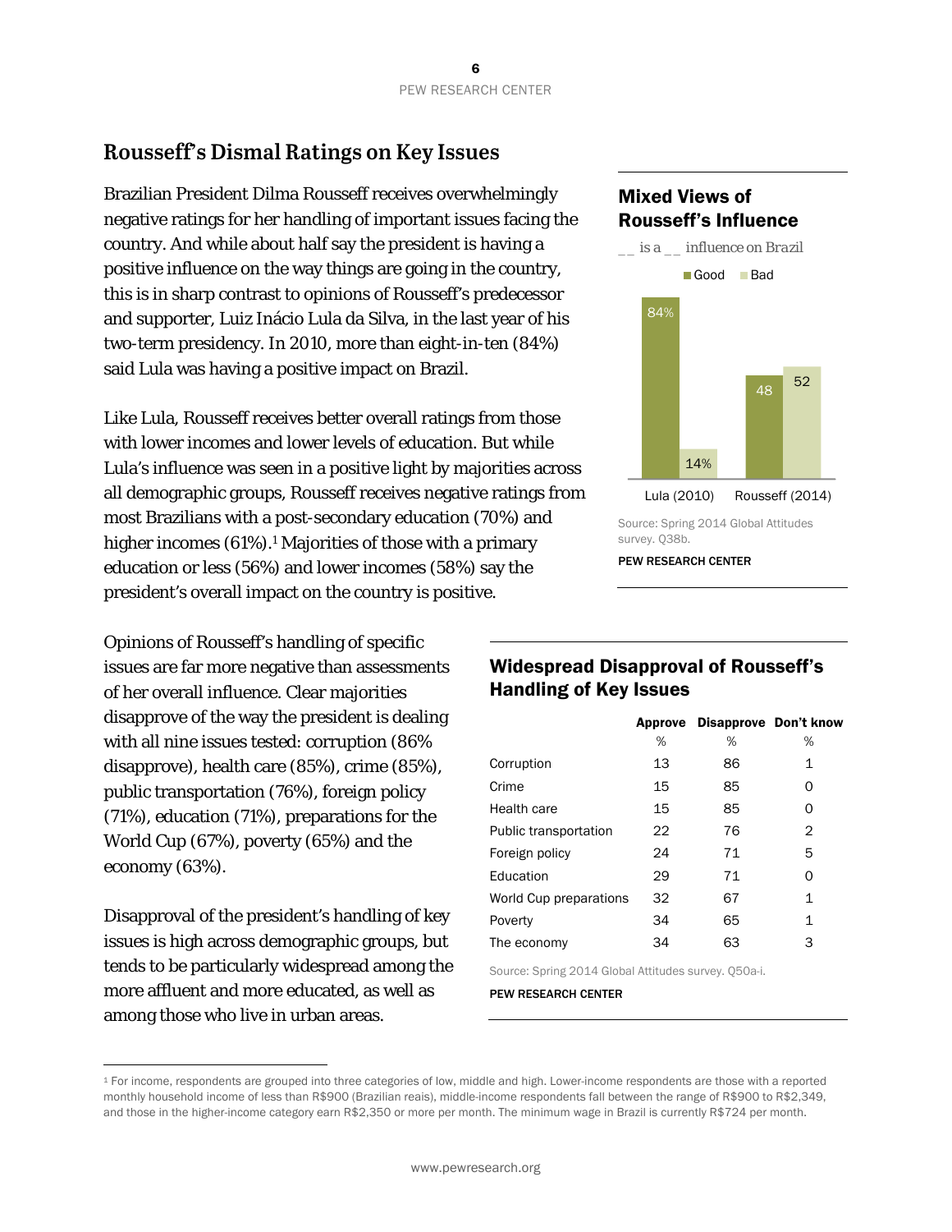## Rousseff's Dismal Ratings on Key Issues

Brazilian President Dilma Rousseff receives overwhelmingly negative ratings for her handling of important issues facing the country. And while about half say the president is having a positive influence on the way things are going in the country, this is in sharp contrast to opinions of Rousseff's predecessor and supporter, Luiz Inácio Lula da Silva, in the last year of his two-term presidency. In 2010, more than eight-in-ten (84%) said Lula was having a positive impact on Brazil.

Like Lula, Rousseff receives better overall ratings from those with lower incomes and lower levels of education. But while Lula's influence was seen in a positive light by majorities across all demographic groups, Rousseff receives negative ratings from most Brazilians with a post-secondary education (70%) and higher incomes (61%).[1] Majorities of those with a primary education or less (56%) and lower incomes (58%) say the president's overall impact on the country is positive.

### Mixed Views of Rousseff's Influence

*__ is a __ influence on Brazil*

| | Good | Bad |
|---|---|---|
| Lula (2010) | 84% | 14% |
| Rousseff (2014) | 48 | 52 |

Source: Spring 2014 Global Attitudes survey. Q38b.

PEW RESEARCH CENTER

Opinions of Rousseff's handling of specific issues are far more negative than assessments of her overall influence. Clear majorities disapprove of the way the president is dealing with all nine issues tested: corruption (86% disapprove), health care (85%), crime (85%), public transportation (76%), foreign policy (71%), education (71%), preparations for the World Cup (67%), poverty (65%) and the economy (63%).

Disapproval of the president's handling of key issues is high across demographic groups, but tends to be particularly widespread among the more affluent and more educated, as well as among those who live in urban areas.

### Widespread Disapproval of Rousseff's Handling of Key Issues

| | Approve | Disapprove | Don't know |
|---|---|---|---|
| | % | % | % |
| Corruption | 13 | 86 | 1 |
| Crime | 15 | 85 | 0 |
| Health care | 15 | 85 | 0 |
| Public transportation | 22 | 76 | 2 |
| Foreign policy | 24 | 71 | 5 |
| Education | 29 | 71 | 0 |
| World Cup preparations | 32 | 67 | 1 |
| Poverty | 34 | 65 | 1 |
| The economy | 34 | 63 | 3 |

Source: Spring 2014 Global Attitudes survey. Q50a-i.

PEW RESEARCH CENTER

[1] For income, respondents are grouped into three categories of low, middle and high. Lower-income respondents are those with a reported monthly household income of less than R$900 (Brazilian reais), middle-income respondents fall between the range of R$900 to R$2,349, and those in the higher-income category earn R$2,350 or more per month. The minimum wage in Brazil is currently R$724 per month.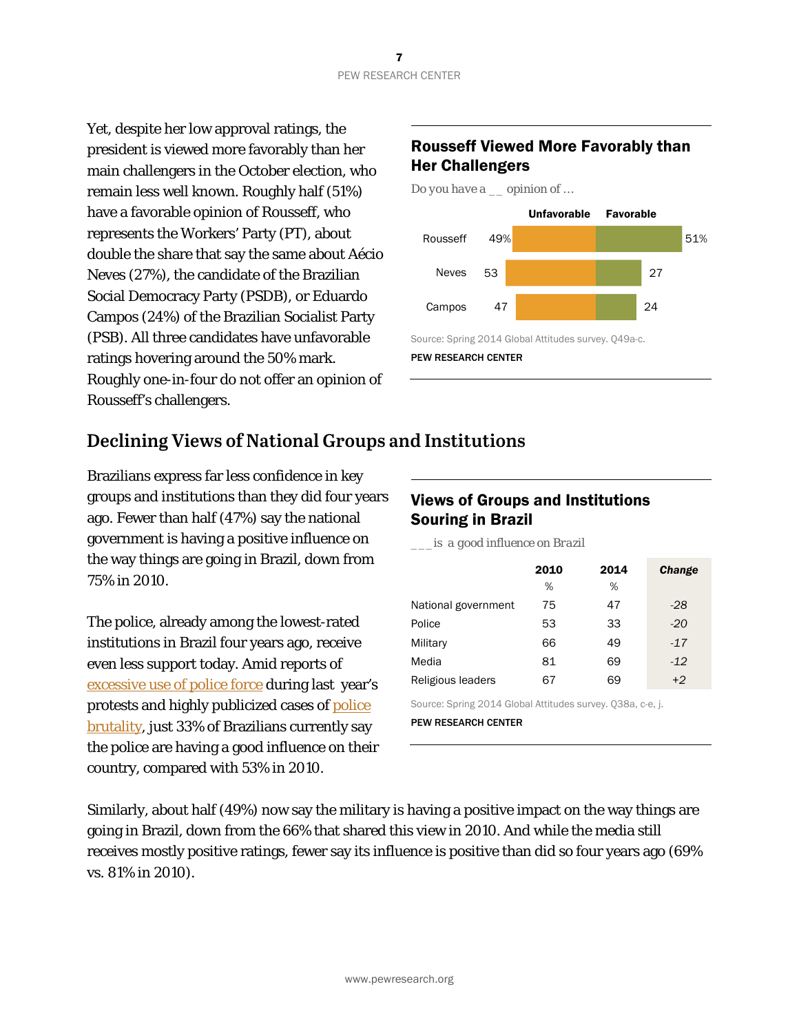Yet, despite her low approval ratings, the president is viewed more favorably than her main challengers in the October election, who remain less well known. Roughly half (51%) have a favorable opinion of Rousseff, who represents the Workers' Party (PT), about double the share that say the same about Aécio Neves (27%), the candidate of the Brazilian Social Democracy Party (PSDB), or Eduardo Campos (24%) of the Brazilian Socialist Party (PSB). All three candidates have unfavorable ratings hovering around the 50% mark. Roughly one-in-four do not offer an opinion of Rousseff's challengers.

**Rousseff Viewed More Favorably than Her Challengers**

*Do you have a __ opinion of …*

| | Unfavorable | Favorable |
|---|---|---|
| Rousseff | 49% | 51% |
| Neves | 53 | 27 |
| Campos | 47 | 24 |

Source: Spring 2014 Global Attitudes survey. Q49a-c.

PEW RESEARCH CENTER

## Declining Views of National Groups and Institutions

Brazilians express far less confidence in key groups and institutions than they did four years ago. Fewer than half (47%) say the national government is having a positive influence on the way things are going in Brazil, down from 75% in 2010.

The police, already among the lowest-rated institutions in Brazil four years ago, receive even less support today. Amid reports of excessive use of police force during last year's protests and highly publicized cases of police brutality, just 33% of Brazilians currently say the police are having a good influence on their country, compared with 53% in 2010.

**Views of Groups and Institutions Souring in Brazil**

*___ is a good influence on Brazil*

| | 2010 | 2014 | *Change* |
|---|---|---|---|
| | % | % | |
| National government | 75 | 47 | *-28* |
| Police | 53 | 33 | *-20* |
| Military | 66 | 49 | *-17* |
| Media | 81 | 69 | *-12* |
| Religious leaders | 67 | 69 | *+2* |

Source: Spring 2014 Global Attitudes survey. Q38a, c-e, j.

PEW RESEARCH CENTER

Similarly, about half (49%) now say the military is having a positive impact on the way things are going in Brazil, down from the 66% that shared this view in 2010. And while the media still receives mostly positive ratings, fewer say its influence is positive than did so four years ago (69% vs. 81% in 2010).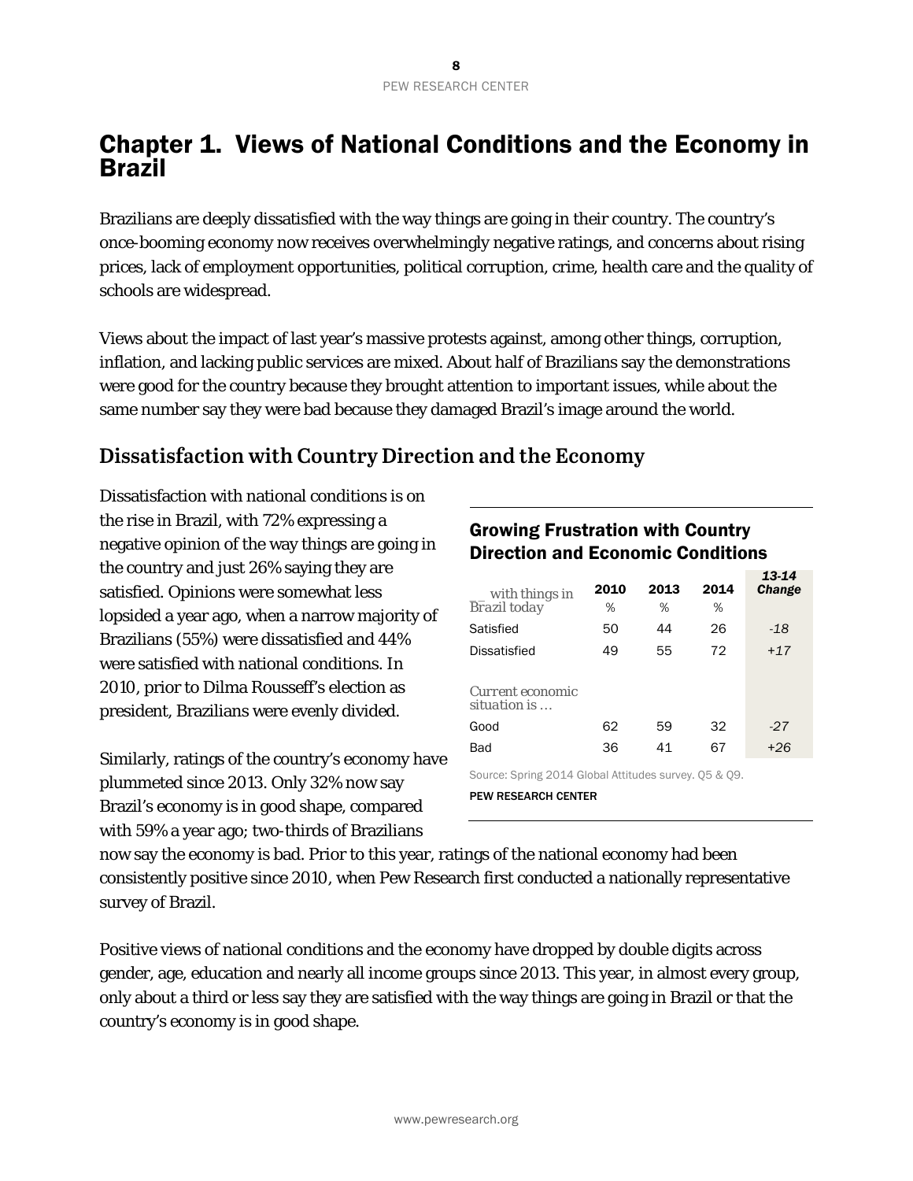# Chapter 1. Views of National Conditions and the Economy in Brazil

Brazilians are deeply dissatisfied with the way things are going in their country. The country's once-booming economy now receives overwhelmingly negative ratings, and concerns about rising prices, lack of employment opportunities, political corruption, crime, health care and the quality of schools are widespread.

Views about the impact of last year's massive protests against, among other things, corruption, inflation, and lacking public services are mixed. About half of Brazilians say the demonstrations were good for the country because they brought attention to important issues, while about the same number say they were bad because they damaged Brazil's image around the world.

## Dissatisfaction with Country Direction and the Economy

Dissatisfaction with national conditions is on the rise in Brazil, with 72% expressing a negative opinion of the way things are going in the country and just 26% saying they are satisfied. Opinions were somewhat less lopsided a year ago, when a narrow majority of Brazilians (55%) were dissatisfied and 44% were satisfied with national conditions. In 2010, prior to Dilma Rousseff's election as president, Brazilians were evenly divided.

### Growing Frustration with Country Direction and Economic Conditions

| __ with things in Brazil today | 2010 | 2013 | 2014 | *13-14 Change* |
|---|---|---|---|---|
| | % | % | % | |
| Satisfied | 50 | 44 | 26 | *-18* |
| Dissatisfied | 49 | 55 | 72 | *+17* |
| *Current economic situation is …* | | | | |
| Good | 62 | 59 | 32 | *-27* |
| Bad | 36 | 41 | 67 | *+26* |

Source: Spring 2014 Global Attitudes survey. Q5 & Q9.

PEW RESEARCH CENTER

Similarly, ratings of the country's economy have plummeted since 2013. Only 32% now say Brazil's economy is in good shape, compared with 59% a year ago; two-thirds of Brazilians now say the economy is bad. Prior to this year, ratings of the national economy had been consistently positive since 2010, when Pew Research first conducted a nationally representative survey of Brazil.

Positive views of national conditions and the economy have dropped by double digits across gender, age, education and nearly all income groups since 2013. This year, in almost every group, only about a third or less say they are satisfied with the way things are going in Brazil or that the country's economy is in good shape.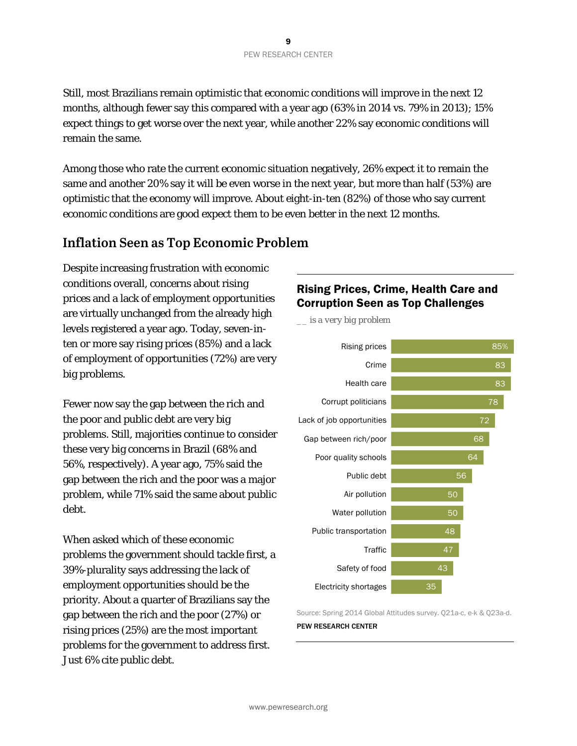Still, most Brazilians remain optimistic that economic conditions will improve in the next 12 months, although fewer say this compared with a year ago (63% in 2014 vs. 79% in 2013); 15% expect things to get worse over the next year, while another 22% say economic conditions will remain the same.

Among those who rate the current economic situation negatively, 26% expect it to remain the same and another 20% say it will be even worse in the next year, but more than half (53%) are optimistic that the economy will improve. About eight-in-ten (82%) of those who say current economic conditions are good expect them to be even better in the next 12 months.

## Inflation Seen as Top Economic Problem

Despite increasing frustration with economic conditions overall, concerns about rising prices and a lack of employment opportunities are virtually unchanged from the already high levels registered a year ago. Today, seven-in-ten or more say rising prices (85%) and a lack of employment of opportunities (72%) are very big problems.

Fewer now say the gap between the rich and the poor and public debt are very big problems. Still, majorities continue to consider these very big concerns in Brazil (68% and 56%, respectively). A year ago, 75% said the gap between the rich and the poor was a major problem, while 71% said the same about public debt.

When asked which of these economic problems the government should tackle first, a 39%-plurality says addressing the lack of employment opportunities should be the priority. About a quarter of Brazilians say the gap between the rich and the poor (27%) or rising prices (25%) are the most important problems for the government to address first. Just 6% cite public debt.

### Rising Prices, Crime, Health Care and Corruption Seen as Top Challenges

*__ is a very big problem*

| Problem | % |
|---|---|
| Rising prices | 85% |
| Crime | 83 |
| Health care | 83 |
| Corrupt politicians | 78 |
| Lack of job opportunities | 72 |
| Gap between rich/poor | 68 |
| Poor quality schools | 64 |
| Public debt | 56 |
| Air pollution | 50 |
| Water pollution | 50 |
| Public transportation | 48 |
| Traffic | 47 |
| Safety of food | 43 |
| Electricity shortages | 35 |

Source: Spring 2014 Global Attitudes survey. Q21a-c, e-k & Q23a-d.

PEW RESEARCH CENTER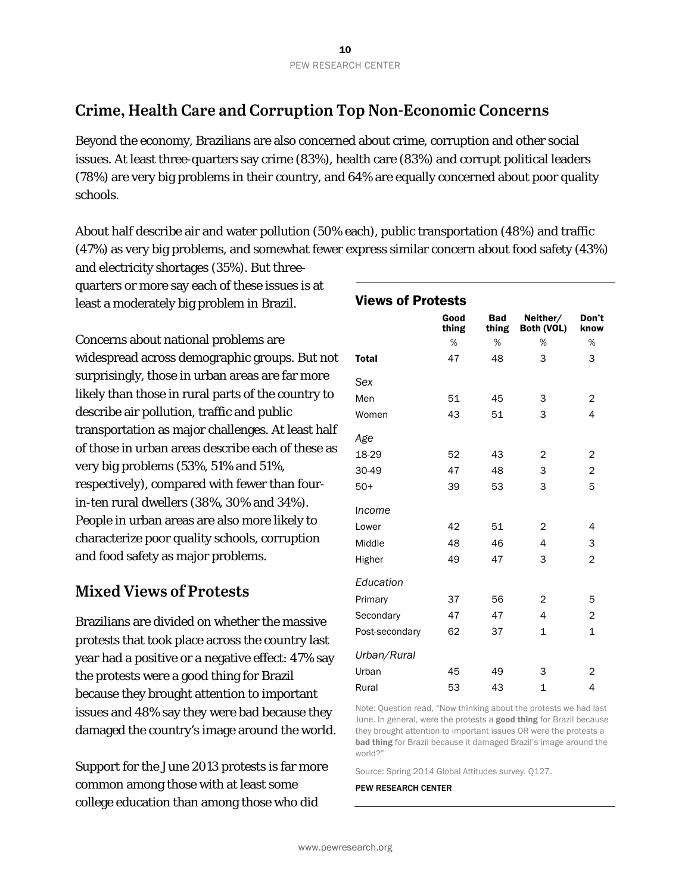## Crime, Health Care and Corruption Top Non-Economic Concerns

Beyond the economy, Brazilians are also concerned about crime, corruption and other social issues. At least three-quarters say crime (83%), health care (83%) and corrupt political leaders (78%) are very big problems in their country, and 64% are equally concerned about poor quality schools.

About half describe air and water pollution (50% each), public transportation (48%) and traffic (47%) as very big problems, and somewhat fewer express similar concern about food safety (43%) and electricity shortages (35%). But three-quarters or more say each of these issues is at least a moderately big problem in Brazil.

Concerns about national problems are widespread across demographic groups. But not surprisingly, those in urban areas are far more likely than those in rural parts of the country to describe air pollution, traffic and public transportation as major challenges. At least half of those in urban areas describe each of these as very big problems (53%, 51% and 51%, respectively), compared with fewer than four-in-ten rural dwellers (38%, 30% and 34%). People in urban areas are also more likely to characterize poor quality schools, corruption and food safety as major problems.

## Mixed Views of Protests

Brazilians are divided on whether the massive protests that took place across the country last year had a positive or a negative effect: 47% say the protests were a good thing for Brazil because they brought attention to important issues and 48% say they were bad because they damaged the country's image around the world.

Support for the June 2013 protests is far more common among those with at least some college education than among those who did

**Views of Protests**

| | Good thing | Bad thing | Neither/ Both (VOL) | Don't know |
|---|---|---|---|---|
| | % | % | % | % |
| **Total** | 47 | 48 | 3 | 3 |
| *Sex* | | | | |
| Men | 51 | 45 | 3 | 2 |
| Women | 43 | 51 | 3 | 4 |
| *Age* | | | | |
| 18-29 | 52 | 43 | 2 | 2 |
| 30-49 | 47 | 48 | 3 | 2 |
| 50+ | 39 | 53 | 3 | 5 |
| *Income* | | | | |
| Lower | 42 | 51 | 2 | 4 |
| Middle | 48 | 46 | 4 | 3 |
| Higher | 49 | 47 | 3 | 2 |
| *Education* | | | | |
| Primary | 37 | 56 | 2 | 5 |
| Secondary | 47 | 47 | 4 | 2 |
| Post-secondary | 62 | 37 | 1 | 1 |
| *Urban/Rural* | | | | |
| Urban | 45 | 49 | 3 | 2 |
| Rural | 53 | 43 | 1 | 4 |

Note: Question read, "Now thinking about the protests we had last June. In general, were the protests a **good thing** for Brazil because they brought attention to important issues OR were the protests a **bad thing** for Brazil because it damaged Brazil's image around the world?"

Source: Spring 2014 Global Attitudes survey. Q127.

PEW RESEARCH CENTER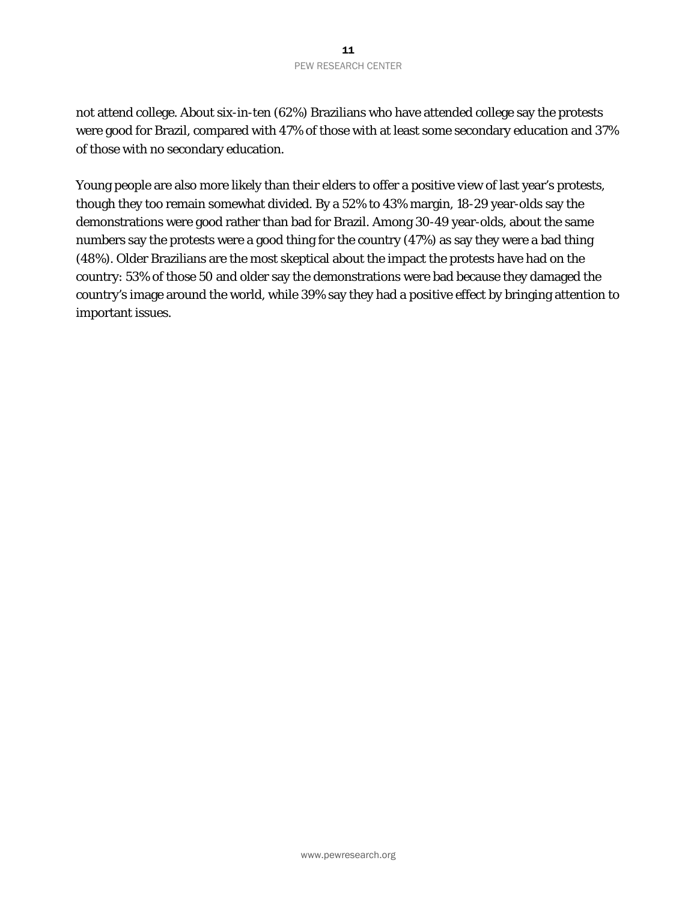not attend college. About six-in-ten (62%) Brazilians who have attended college say the protests were good for Brazil, compared with 47% of those with at least some secondary education and 37% of those with no secondary education.

Young people are also more likely than their elders to offer a positive view of last year's protests, though they too remain somewhat divided. By a 52% to 43% margin, 18-29 year-olds say the demonstrations were good rather than bad for Brazil. Among 30-49 year-olds, about the same numbers say the protests were a good thing for the country (47%) as say they were a bad thing (48%). Older Brazilians are the most skeptical about the impact the protests have had on the country: 53% of those 50 and older say the demonstrations were bad because they damaged the country's image around the world, while 39% say they had a positive effect by bringing attention to important issues.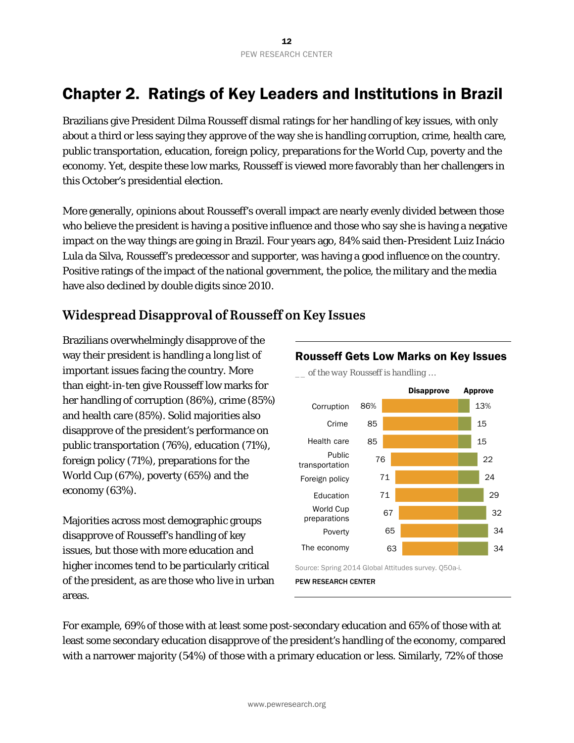# Chapter 2. Ratings of Key Leaders and Institutions in Brazil

Brazilians give President Dilma Rousseff dismal ratings for her handling of key issues, with only about a third or less saying they approve of the way she is handling corruption, crime, health care, public transportation, education, foreign policy, preparations for the World Cup, poverty and the economy. Yet, despite these low marks, Rousseff is viewed more favorably than her challengers in this October's presidential election.

More generally, opinions about Rousseff's overall impact are nearly evenly divided between those who believe the president is having a positive influence and those who say she is having a negative impact on the way things are going in Brazil. Four years ago, 84% said then-President Luiz Inácio Lula da Silva, Rousseff's predecessor and supporter, was having a good influence on the country. Positive ratings of the impact of the national government, the police, the military and the media have also declined by double digits since 2010.

## Widespread Disapproval of Rousseff on Key Issues

Brazilians overwhelmingly disapprove of the way their president is handling a long list of important issues facing the country. More than eight-in-ten give Rousseff low marks for her handling of corruption (86%), crime (85%) and health care (85%). Solid majorities also disapprove of the president's performance on public transportation (76%), education (71%), foreign policy (71%), preparations for the World Cup (67%), poverty (65%) and the economy (63%).

Majorities across most demographic groups disapprove of Rousseff's handling of key issues, but those with more education and higher incomes tend to be particularly critical of the president, as are those who live in urban areas.

**Rousseff Gets Low Marks on Key Issues**

*__ of the way Rousseff is handling …*

| | Disapprove | Approve |
|---|---|---|
| Corruption | 86% | 13% |
| Crime | 85 | 15 |
| Health care | 85 | 15 |
| Public transportation | 76 | 22 |
| Foreign policy | 71 | 24 |
| Education | 71 | 29 |
| World Cup preparations | 67 | 32 |
| Poverty | 65 | 34 |
| The economy | 63 | 34 |

Source: Spring 2014 Global Attitudes survey. Q50a-i.

PEW RESEARCH CENTER

For example, 69% of those with at least some post-secondary education and 65% of those with at least some secondary education disapprove of the president's handling of the economy, compared with a narrower majority (54%) of those with a primary education or less. Similarly, 72% of those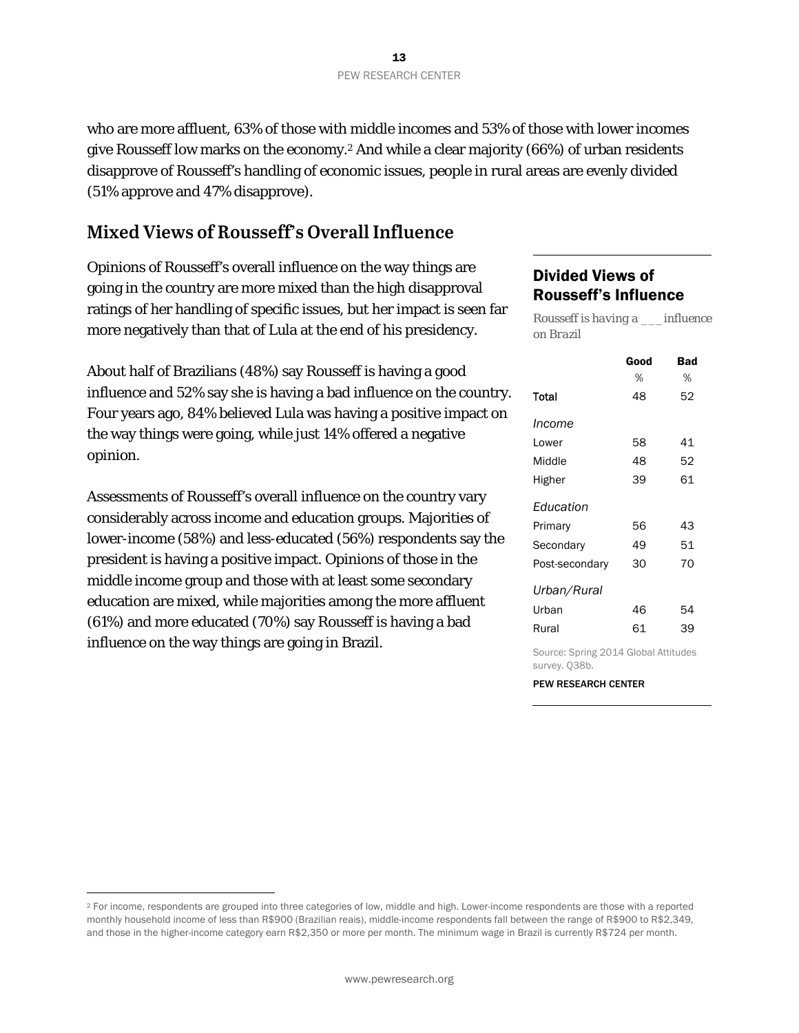who are more affluent, 63% of those with middle incomes and 53% of those with lower incomes give Rousseff low marks on the economy.[2] And while a clear majority (66%) of urban residents disapprove of Rousseff's handling of economic issues, people in rural areas are evenly divided (51% approve and 47% disapprove).

## Mixed Views of Rousseff's Overall Influence

Opinions of Rousseff's overall influence on the way things are going in the country are more mixed than the high disapproval ratings of her handling of specific issues, but her impact is seen far more negatively than that of Lula at the end of his presidency.

About half of Brazilians (48%) say Rousseff is having a good influence and 52% say she is having a bad influence on the country. Four years ago, 84% believed Lula was having a positive impact on the way things were going, while just 14% offered a negative opinion.

Assessments of Rousseff's overall influence on the country vary considerably across income and education groups. Majorities of lower-income (58%) and less-educated (56%) respondents say the president is having a positive impact. Opinions of those in the middle income group and those with at least some secondary education are mixed, while majorities among the more affluent (61%) and more educated (70%) say Rousseff is having a bad influence on the way things are going in Brazil.

### Divided Views of Rousseff's Influence

*Rousseff is having a ___ influence on Brazil*

| | Good | Bad |
|---|---|---|
| | % | % |
| **Total** | 48 | 52 |
| *Income* | | |
| Lower | 58 | 41 |
| Middle | 48 | 52 |
| Higher | 39 | 61 |
| *Education* | | |
| Primary | 56 | 43 |
| Secondary | 49 | 51 |
| Post-secondary | 30 | 70 |
| *Urban/Rural* | | |
| Urban | 46 | 54 |
| Rural | 61 | 39 |

Source: Spring 2014 Global Attitudes survey. Q38b.

PEW RESEARCH CENTER

[2] For income, respondents are grouped into three categories of low, middle and high. Lower-income respondents are those with a reported monthly household income of less than R$900 (Brazilian reais), middle-income respondents fall between the range of R$900 to R$2,349, and those in the higher-income category earn R$2,350 or more per month. The minimum wage in Brazil is currently R$724 per month.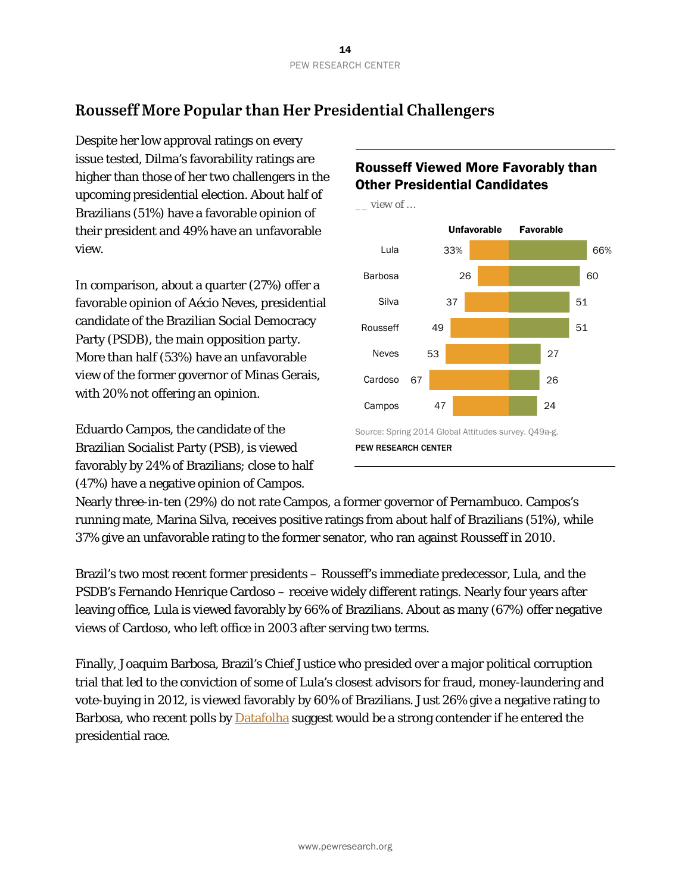## Rousseff More Popular than Her Presidential Challengers

Despite her low approval ratings on every issue tested, Dilma's favorability ratings are higher than those of her two challengers in the upcoming presidential election. About half of Brazilians (51%) have a favorable opinion of their president and 49% have an unfavorable view.

In comparison, about a quarter (27%) offer a favorable opinion of Aécio Neves, presidential candidate of the Brazilian Social Democracy Party (PSDB), the main opposition party. More than half (53%) have an unfavorable view of the former governor of Minas Gerais, with 20% not offering an opinion.

Eduardo Campos, the candidate of the Brazilian Socialist Party (PSB), is viewed favorably by 24% of Brazilians; close to half (47%) have a negative opinion of Campos. Nearly three-in-ten (29%) do not rate Campos, a former governor of Pernambuco. Campos's running mate, Marina Silva, receives positive ratings from about half of Brazilians (51%), while 37% give an unfavorable rating to the former senator, who ran against Rousseff in 2010.

### Rousseff Viewed More Favorably than Other Presidential Candidates

__ view of ...

| | Unfavorable | Favorable |
|---|---|---|
| Lula | 33% | 66% |
| Barbosa | 26 | 60 |
| Silva | 37 | 51 |
| Rousseff | 49 | 51 |
| Neves | 53 | 27 |
| Cardoso | 67 | 26 |
| Campos | 47 | 24 |

Source: Spring 2014 Global Attitudes survey. Q49a-g.

PEW RESEARCH CENTER

Brazil's two most recent former presidents – Rousseff's immediate predecessor, Lula, and the PSDB's Fernando Henrique Cardoso – receive widely different ratings. Nearly four years after leaving office, Lula is viewed favorably by 66% of Brazilians. About as many (67%) offer negative views of Cardoso, who left office in 2003 after serving two terms.

Finally, Joaquim Barbosa, Brazil's Chief Justice who presided over a major political corruption trial that led to the conviction of some of Lula's closest advisors for fraud, money-laundering and vote-buying in 2012, is viewed favorably by 60% of Brazilians. Just 26% give a negative rating to Barbosa, who recent polls by Datafolha suggest would be a strong contender if he entered the presidential race.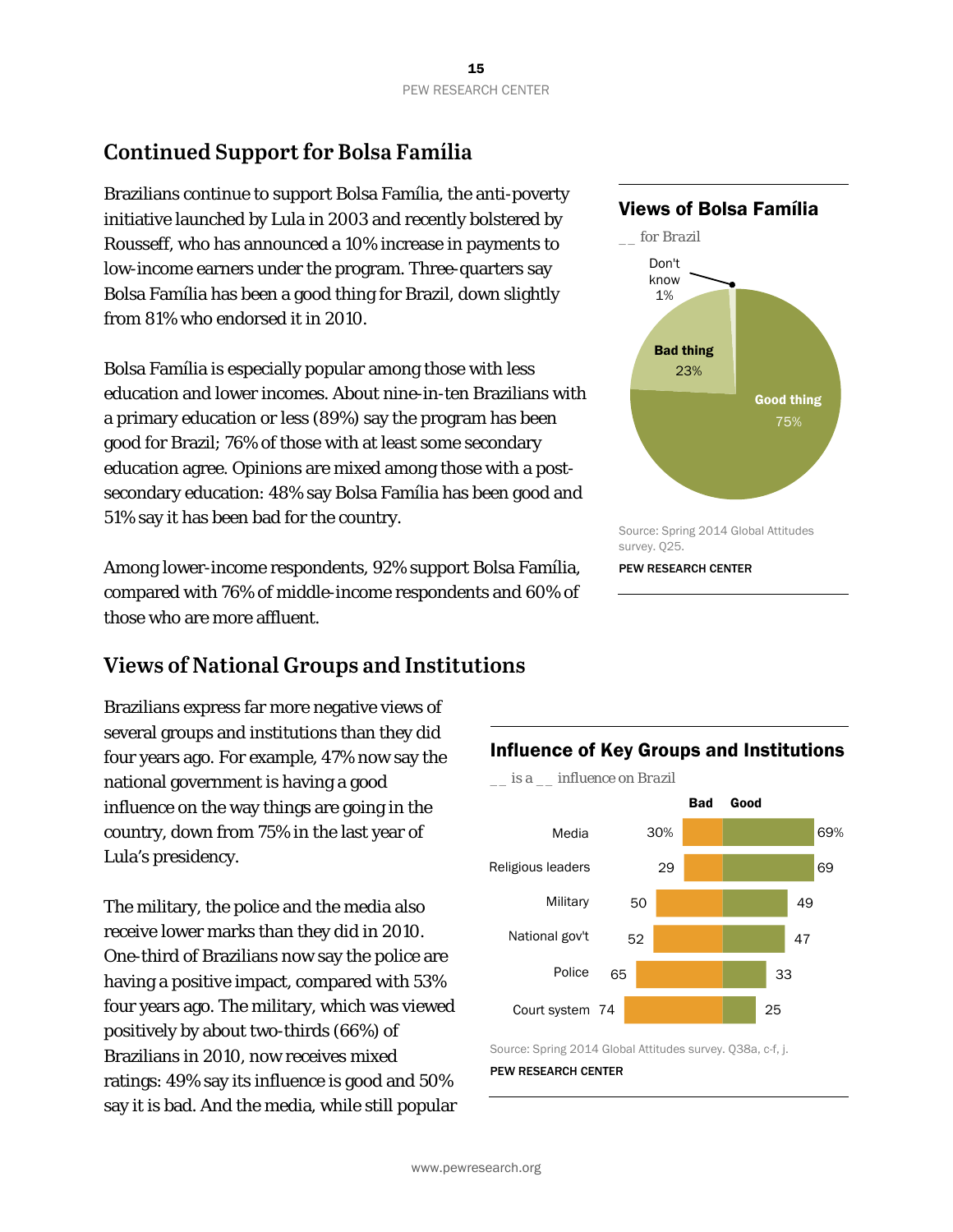## Continued Support for Bolsa Família

Brazilians continue to support Bolsa Família, the anti-poverty initiative launched by Lula in 2003 and recently bolstered by Rousseff, who has announced a 10% increase in payments to low-income earners under the program. Three-quarters say Bolsa Família has been a good thing for Brazil, down slightly from 81% who endorsed it in 2010.

Bolsa Família is especially popular among those with less education and lower incomes. About nine-in-ten Brazilians with a primary education or less (89%) say the program has been good for Brazil; 76% of those with at least some secondary education agree. Opinions are mixed among those with a post-secondary education: 48% say Bolsa Família has been good and 51% say it has been bad for the country.

Among lower-income respondents, 92% support Bolsa Família, compared with 76% of middle-income respondents and 60% of those who are more affluent.

### Views of Bolsa Família

*__ for Brazil*

| | % |
|---|---|
| Good thing | 75% |
| Bad thing | 23% |
| Don't know | 1% |

Source: Spring 2014 Global Attitudes survey. Q25.

PEW RESEARCH CENTER

## Views of National Groups and Institutions

Brazilians express far more negative views of several groups and institutions than they did four years ago. For example, 47% now say the national government is having a good influence on the way things are going in the country, down from 75% in the last year of Lula's presidency.

The military, the police and the media also receive lower marks than they did in 2010. One-third of Brazilians now say the police are having a positive impact, compared with 53% four years ago. The military, which was viewed positively by about two-thirds (66%) of Brazilians in 2010, now receives mixed ratings: 49% say its influence is good and 50% say it is bad. And the media, while still popular

### Influence of Key Groups and Institutions

*__ is a __ influence on Brazil*

| | Bad | Good |
|---|---|---|
| Media | 30% | 69% |
| Religious leaders | 29 | 69 |
| Military | 50 | 49 |
| National gov't | 52 | 47 |
| Police | 65 | 33 |
| Court system | 74 | 25 |

Source: Spring 2014 Global Attitudes survey. Q38a, c-f, j.

PEW RESEARCH CENTER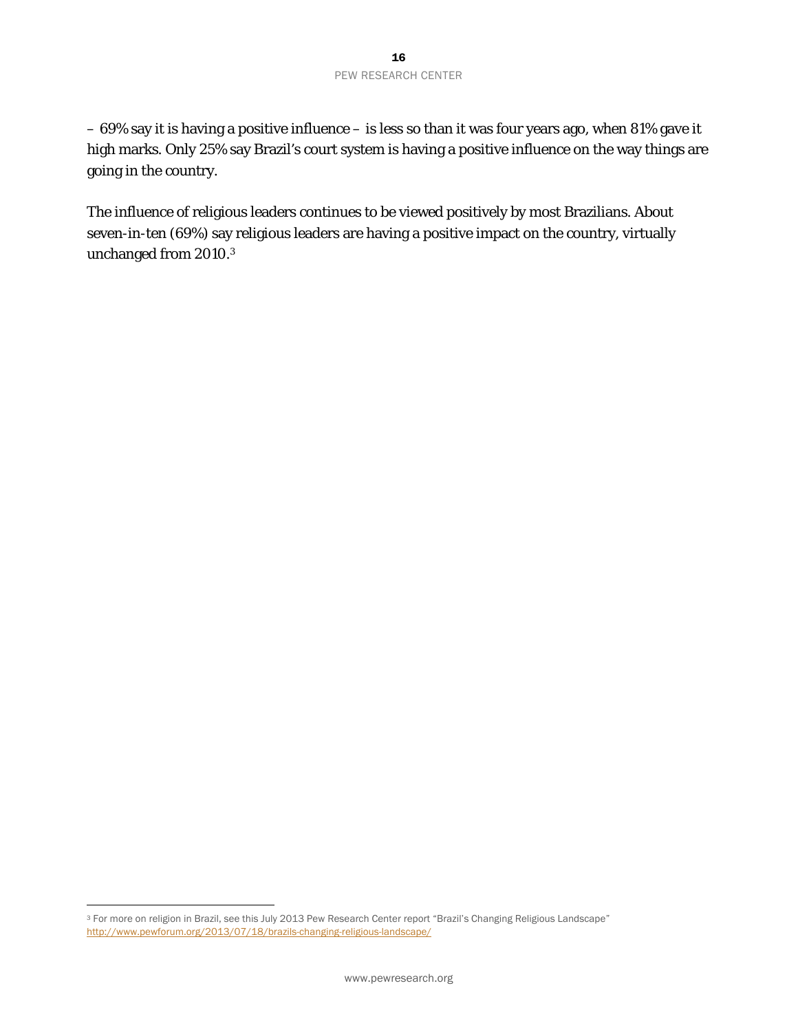– 69% say it is having a positive influence – is less so than it was four years ago, when 81% gave it high marks. Only 25% say Brazil's court system is having a positive influence on the way things are going in the country.

The influence of religious leaders continues to be viewed positively by most Brazilians. About seven-in-ten (69%) say religious leaders are having a positive impact on the country, virtually unchanged from 2010.[3]

[3] For more on religion in Brazil, see this July 2013 Pew Research Center report "Brazil's Changing Religious Landscape" http://www.pewforum.org/2013/07/18/brazils-changing-religious-landscape/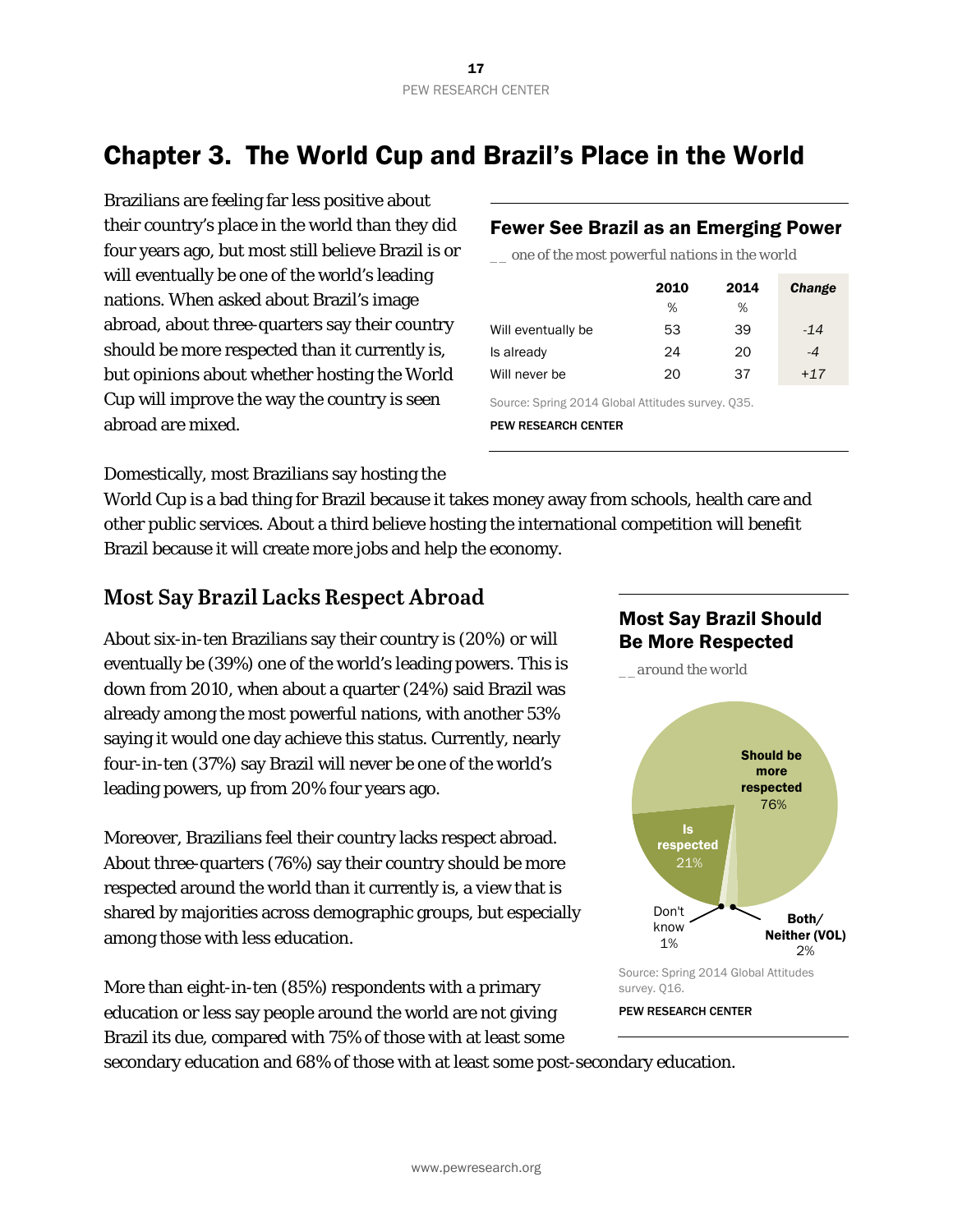# Chapter 3. The World Cup and Brazil's Place in the World

Brazilians are feeling far less positive about their country's place in the world than they did four years ago, but most still believe Brazil is or will eventually be one of the world's leading nations. When asked about Brazil's image abroad, about three-quarters say their country should be more respected than it currently is, but opinions about whether hosting the World Cup will improve the way the country is seen abroad are mixed.

**Fewer See Brazil as an Emerging Power**

*__ one of the most powerful nations in the world*

| | 2010 | 2014 | *Change* |
|---|---|---|---|
| | % | % | |
| Will eventually be | 53 | 39 | *-14* |
| Is already | 24 | 20 | *-4* |
| Will never be | 20 | 37 | *+17* |

Source: Spring 2014 Global Attitudes survey. Q35.

PEW RESEARCH CENTER

Domestically, most Brazilians say hosting the World Cup is a bad thing for Brazil because it takes money away from schools, health care and other public services. About a third believe hosting the international competition will benefit Brazil because it will create more jobs and help the economy.

## Most Say Brazil Lacks Respect Abroad

About six-in-ten Brazilians say their country is (20%) or will eventually be (39%) one of the world's leading powers. This is down from 2010, when about a quarter (24%) said Brazil was already among the most powerful nations, with another 53% saying it would one day achieve this status. Currently, nearly four-in-ten (37%) say Brazil will never be one of the world's leading powers, up from 20% four years ago.

Moreover, Brazilians feel their country lacks respect abroad. About three-quarters (76%) say their country should be more respected around the world than it currently is, a view that is shared by majorities across demographic groups, but especially among those with less education.

**Most Say Brazil Should Be More Respected**

*__ around the world*

| | % |
|---|---|
| Should be more respected | 76% |
| Is respected | 21% |
| Don't know | 1% |
| Both/ Neither (VOL) | 2% |

Source: Spring 2014 Global Attitudes survey. Q16.

PEW RESEARCH CENTER

More than eight-in-ten (85%) respondents with a primary education or less say people around the world are not giving Brazil its due, compared with 75% of those with at least some secondary education and 68% of those with at least some post-secondary education.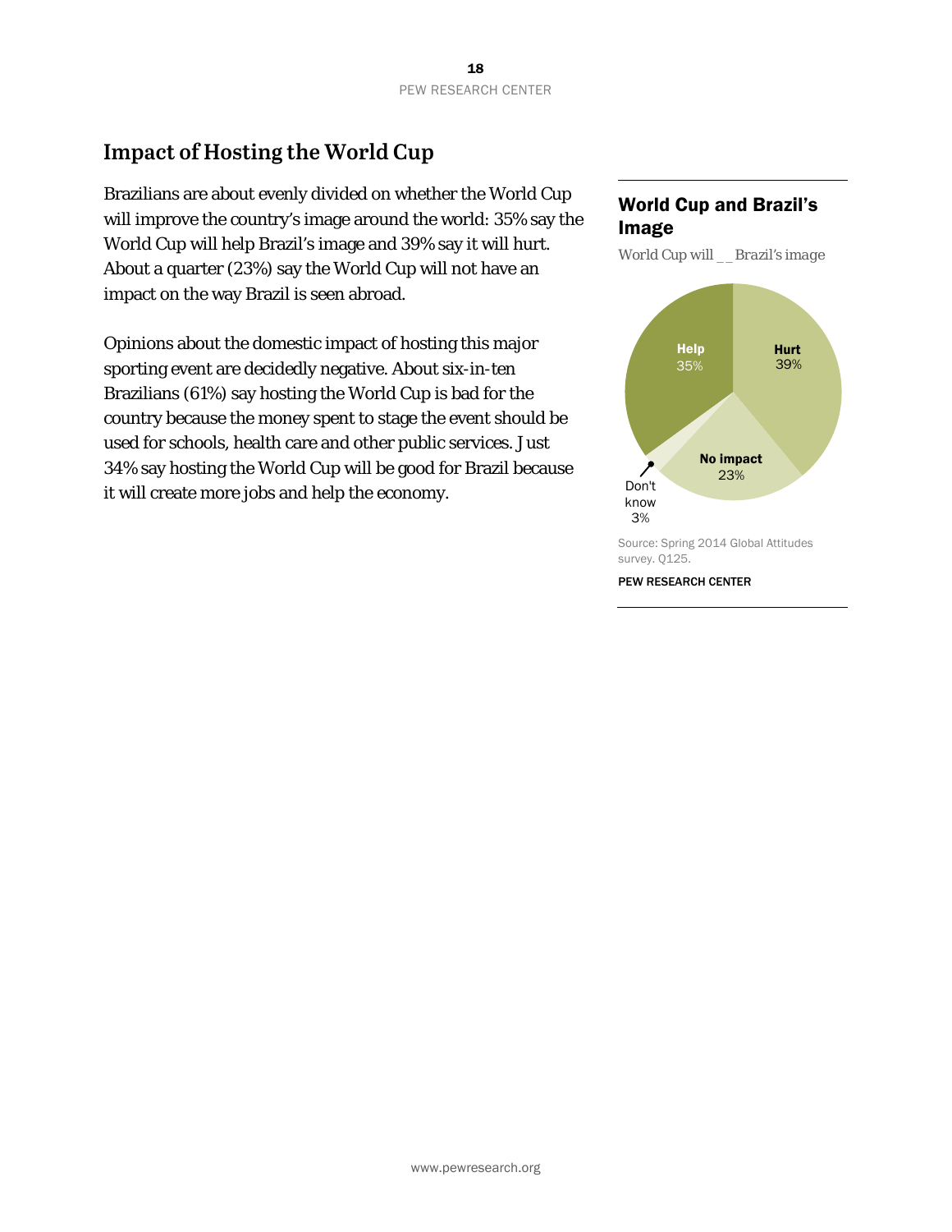## Impact of Hosting the World Cup

Brazilians are about evenly divided on whether the World Cup will improve the country's image around the world: 35% say the World Cup will help Brazil's image and 39% say it will hurt. About a quarter (23%) say the World Cup will not have an impact on the way Brazil is seen abroad.

Opinions about the domestic impact of hosting this major sporting event are decidedly negative. About six-in-ten Brazilians (61%) say hosting the World Cup is bad for the country because the money spent to stage the event should be used for schools, health care and other public services. Just 34% say hosting the World Cup will be good for Brazil because it will create more jobs and help the economy.

### World Cup and Brazil's Image

*World Cup will __ Brazil's image*

| Response | % |
|---|---|
| Help | 35% |
| Hurt | 39% |
| No impact | 23% |
| Don't know | 3% |

Source: Spring 2014 Global Attitudes survey. Q125.

PEW RESEARCH CENTER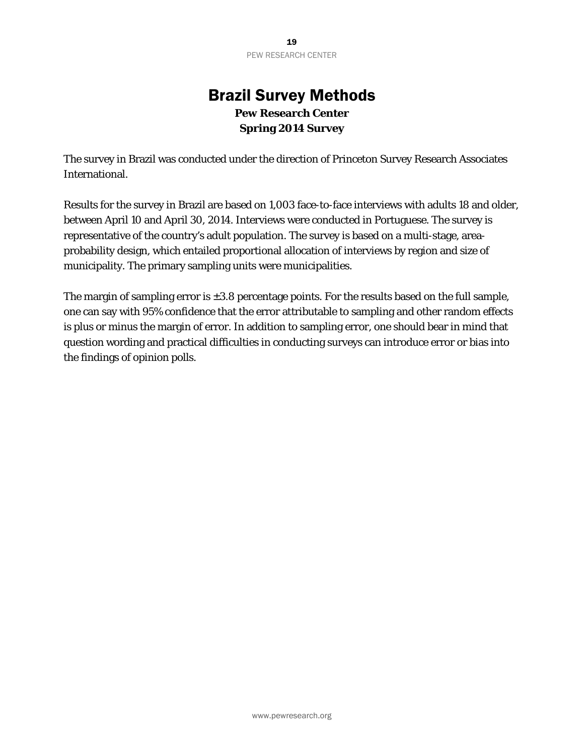# Brazil Survey Methods

**Pew Research Center**
**Spring 2014 Survey**

The survey in Brazil was conducted under the direction of Princeton Survey Research Associates International.

Results for the survey in Brazil are based on 1,003 face-to-face interviews with adults 18 and older, between April 10 and April 30, 2014. Interviews were conducted in Portuguese. The survey is representative of the country's adult population. The survey is based on a multi-stage, area-probability design, which entailed proportional allocation of interviews by region and size of municipality. The primary sampling units were municipalities.

The margin of sampling error is ±3.8 percentage points. For the results based on the full sample, one can say with 95% confidence that the error attributable to sampling and other random effects is plus or minus the margin of error. In addition to sampling error, one should bear in mind that question wording and practical difficulties in conducting surveys can introduce error or bias into the findings of opinion polls.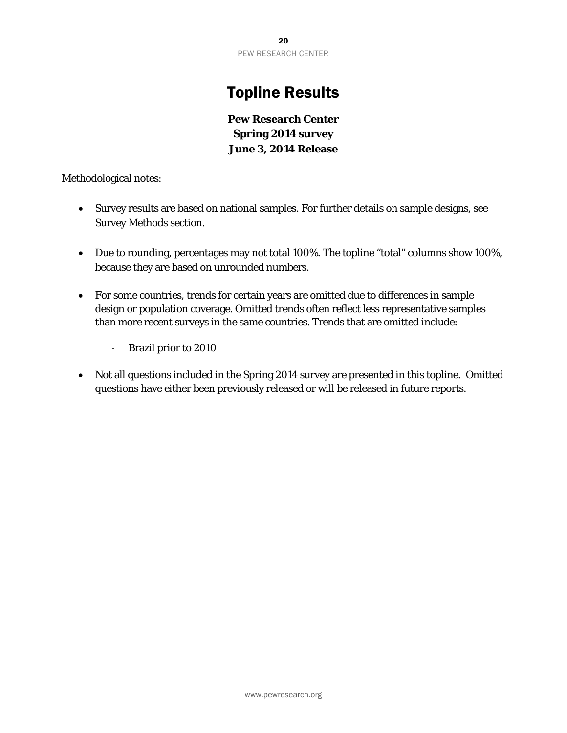# Topline Results

**Pew Research Center**
**Spring 2014 survey**
**June 3, 2014 Release**

Methodological notes:

- Survey results are based on national samples. For further details on sample designs, see Survey Methods section.

- Due to rounding, percentages may not total 100%. The topline "total" columns show 100%, because they are based on unrounded numbers.

- For some countries, trends for certain years are omitted due to differences in sample design or population coverage. Omitted trends often reflect less representative samples than more recent surveys in the same countries. Trends that are omitted include:

    - Brazil prior to 2010

- Not all questions included in the Spring 2014 survey are presented in this topline. Omitted questions have either been previously released or will be released in future reports.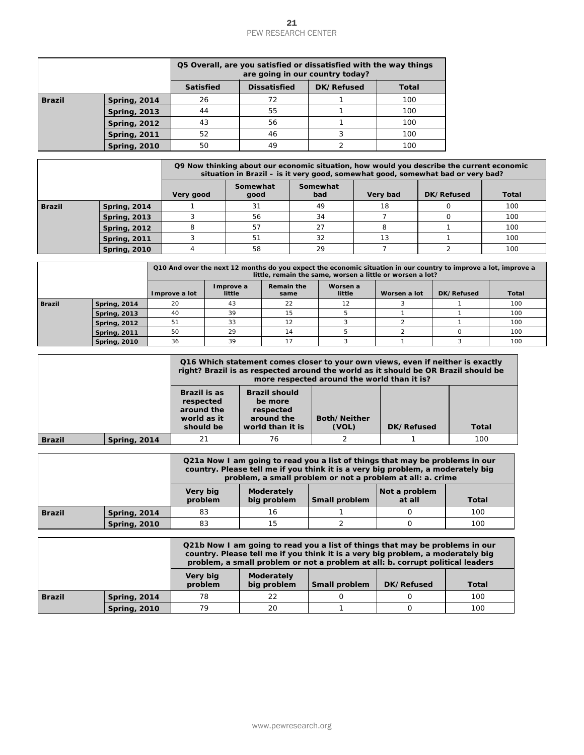| | | Q5 Overall, are you satisfied or dissatisfied with the way things are going in our country today? | | | |
|---|---|---|---|---|---|
| | | Satisfied | Dissatisfied | DK/Refused | Total |
| Brazil | Spring, 2014 | 26 | 72 | 1 | 100 |
| | Spring, 2013 | 44 | 55 | 1 | 100 |
| | Spring, 2012 | 43 | 56 | 1 | 100 |
| | Spring, 2011 | 52 | 46 | 3 | 100 |
| | Spring, 2010 | 50 | 49 | 2 | 100 |

| | | Q9 Now thinking about our economic situation, how would you describe the current economic situation in Brazil – is it very good, somewhat good, somewhat bad or very bad? | | | | | |
|---|---|---|---|---|---|---|---|
| | | Very good | Somewhat good | Somewhat bad | Very bad | DK/Refused | Total |
| Brazil | Spring, 2014 | 1 | 31 | 49 | 18 | 0 | 100 |
| | Spring, 2013 | 3 | 56 | 34 | 7 | 0 | 100 |
| | Spring, 2012 | 8 | 57 | 27 | 8 | 1 | 100 |
| | Spring, 2011 | 3 | 51 | 32 | 13 | 1 | 100 |
| | Spring, 2010 | 4 | 58 | 29 | 7 | 2 | 100 |

| | | Q10 And over the next 12 months do you expect the economic situation in our country to improve a lot, improve a little, remain the same, worsen a little or worsen a lot? | | | | | | |
|---|---|---|---|---|---|---|---|---|
| | | Improve a lot | Improve a little | Remain the same | Worsen a little | Worsen a lot | DK/Refused | Total |
| Brazil | Spring, 2014 | 20 | 43 | 22 | 12 | 3 | 1 | 100 |
| | Spring, 2013 | 40 | 39 | 15 | 5 | 1 | 1 | 100 |
| | Spring, 2012 | 51 | 33 | 12 | 3 | 2 | 1 | 100 |
| | Spring, 2011 | 50 | 29 | 14 | 5 | 2 | 0 | 100 |
| | Spring, 2010 | 36 | 39 | 17 | 3 | 1 | 3 | 100 |

| | | Q16 Which statement comes closer to your own views, even if neither is exactly right? Brazil is as respected around the world as it should be OR Brazil should be more respected around the world than it is? | | | | |
|---|---|---|---|---|---|---|
| | | Brazil is as respected around the world as it should be | Brazil should be more respected around the world than it is | Both/Neither (VOL) | DK/Refused | Total |
| Brazil | Spring, 2014 | 21 | 76 | 2 | 1 | 100 |

| | | Q21a Now I am going to read you a list of things that may be problems in our country. Please tell me if you think it is a very big problem, a moderately big problem, a small problem or not a problem at all: a. crime | | | | |
|---|---|---|---|---|---|---|
| | | Very big problem | Moderately big problem | Small problem | Not a problem at all | Total |
| Brazil | Spring, 2014 | 83 | 16 | 1 | 0 | 100 |
| | Spring, 2010 | 83 | 15 | 2 | 0 | 100 |

| | | Q21b Now I am going to read you a list of things that may be problems in our country. Please tell me if you think it is a very big problem, a moderately big problem, a small problem or not a problem at all: b. corrupt political leaders | | | | |
|---|---|---|---|---|---|---|
| | | Very big problem | Moderately big problem | Small problem | DK/Refused | Total |
| Brazil | Spring, 2014 | 78 | 22 | 0 | 0 | 100 |
| | Spring, 2010 | 79 | 20 | 1 | 0 | 100 |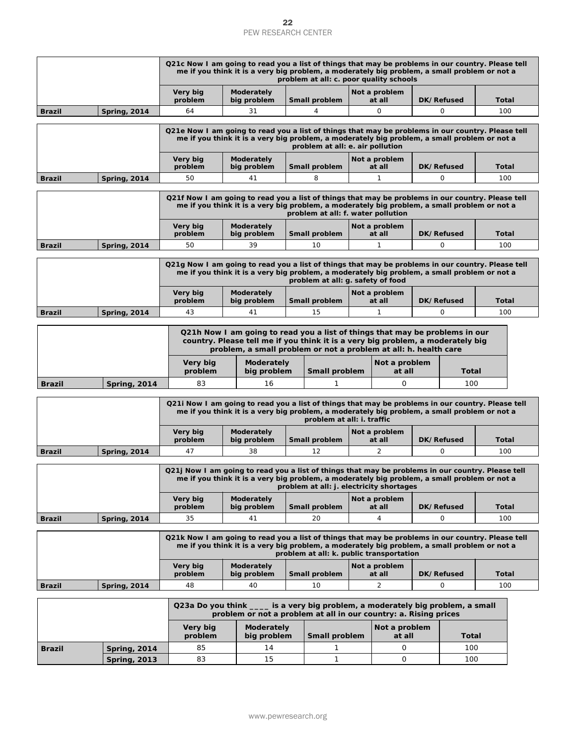| | | Q21c Now I am going to read you a list of things that may be problems in our country. Please tell me if you think it is a very big problem, a moderately big problem, a small problem or not a problem at all: c. poor quality schools | | | | | |
|---|---|---|---|---|---|---|---|
| | | Very big problem | Moderately big problem | Small problem | Not a problem at all | DK/Refused | Total |
| Brazil | Spring, 2014 | 64 | 31 | 4 | 0 | 0 | 100 |

| | | Q21e Now I am going to read you a list of things that may be problems in our country. Please tell me if you think it is a very big problem, a moderately big problem, a small problem or not a problem at all: e. air pollution | | | | | |
|---|---|---|---|---|---|---|---|
| | | Very big problem | Moderately big problem | Small problem | Not a problem at all | DK/Refused | Total |
| Brazil | Spring, 2014 | 50 | 41 | 8 | 1 | 0 | 100 |

| | | Q21f Now I am going to read you a list of things that may be problems in our country. Please tell me if you think it is a very big problem, a moderately big problem, a small problem or not a problem at all: f. water pollution | | | | | |
|---|---|---|---|---|---|---|---|
| | | Very big problem | Moderately big problem | Small problem | Not a problem at all | DK/Refused | Total |
| Brazil | Spring, 2014 | 50 | 39 | 10 | 1 | 0 | 100 |

| | | Q21g Now I am going to read you a list of things that may be problems in our country. Please tell me if you think it is a very big problem, a moderately big problem, a small problem or not a problem at all: g. safety of food | | | | | |
|---|---|---|---|---|---|---|---|
| | | Very big problem | Moderately big problem | Small problem | Not a problem at all | DK/Refused | Total |
| Brazil | Spring, 2014 | 43 | 41 | 15 | 1 | 0 | 100 |

| | | Q21h Now I am going to read you a list of things that may be problems in our country. Please tell me if you think it is a very big problem, a moderately big problem, a small problem or not a problem at all: h. health care | | | | |
|---|---|---|---|---|---|---|
| | | Very big problem | Moderately big problem | Small problem | Not a problem at all | Total |
| Brazil | Spring, 2014 | 83 | 16 | 1 | 0 | 100 |

| | | Q21i Now I am going to read you a list of things that may be problems in our country. Please tell me if you think it is a very big problem, a moderately big problem, a small problem or not a problem at all: i. traffic | | | | | |
|---|---|---|---|---|---|---|---|
| | | Very big problem | Moderately big problem | Small problem | Not a problem at all | DK/Refused | Total |
| Brazil | Spring, 2014 | 47 | 38 | 12 | 2 | 0 | 100 |

| | | Q21j Now I am going to read you a list of things that may be problems in our country. Please tell me if you think it is a very big problem, a moderately big problem, a small problem or not a problem at all: j. electricity shortages | | | | | |
|---|---|---|---|---|---|---|---|
| | | Very big problem | Moderately big problem | Small problem | Not a problem at all | DK/Refused | Total |
| Brazil | Spring, 2014 | 35 | 41 | 20 | 4 | 0 | 100 |

| | | Q21k Now I am going to read you a list of things that may be problems in our country. Please tell me if you think it is a very big problem, a moderately big problem, a small problem or not a problem at all: k. public transportation | | | | | |
|---|---|---|---|---|---|---|---|
| | | Very big problem | Moderately big problem | Small problem | Not a problem at all | DK/Refused | Total |
| Brazil | Spring, 2014 | 48 | 40 | 10 | 2 | 0 | 100 |

| | | Q23a Do you think ____ is a very big problem, a moderately big problem, a small problem or not a problem at all in our country: a. Rising prices | | | | |
|---|---|---|---|---|---|---|
| | | Very big problem | Moderately big problem | Small problem | Not a problem at all | Total |
| Brazil | Spring, 2014 | 85 | 14 | 1 | 0 | 100 |
| | Spring, 2013 | 83 | 15 | 1 | 0 | 100 |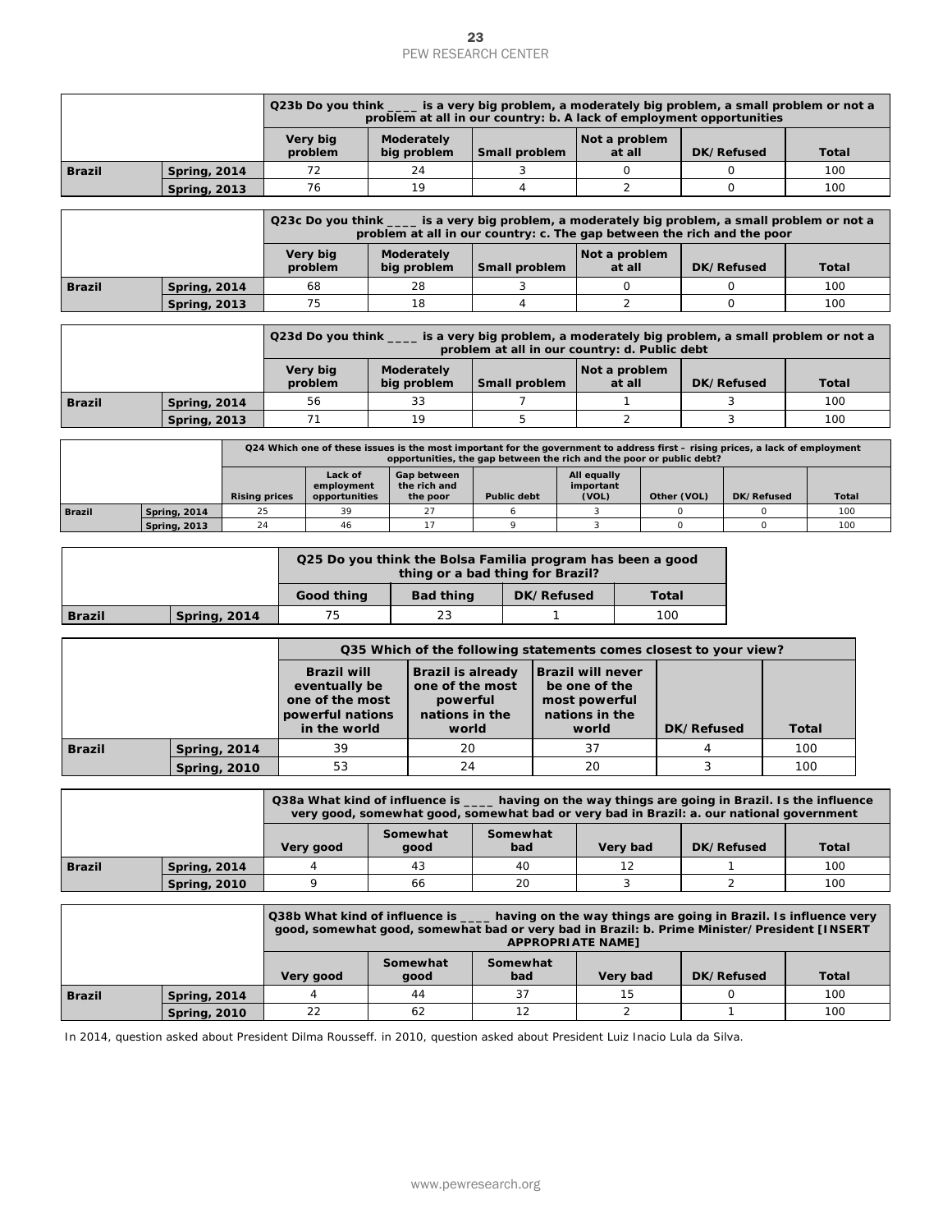| | | Q23b Do you think ____ is a very big problem, a moderately big problem, a small problem or not a problem at all in our country: b. A lack of employment opportunities | | | | | |
|---|---|---|---|---|---|---|---|
| | | Very big problem | Moderately big problem | Small problem | Not a problem at all | DK/Refused | Total |
| Brazil | Spring, 2014 | 72 | 24 | 3 | 0 | 0 | 100 |
| | Spring, 2013 | 76 | 19 | 4 | 2 | 0 | 100 |

| | | Q23c Do you think ____ is a very big problem, a moderately big problem, a small problem or not a problem at all in our country: c. The gap between the rich and the poor | | | | | |
|---|---|---|---|---|---|---|---|
| | | Very big problem | Moderately big problem | Small problem | Not a problem at all | DK/Refused | Total |
| Brazil | Spring, 2014 | 68 | 28 | 3 | 0 | 0 | 100 |
| | Spring, 2013 | 75 | 18 | 4 | 2 | 0 | 100 |

| | | Q23d Do you think ____ is a very big problem, a moderately big problem, a small problem or not a problem at all in our country: d. Public debt | | | | | |
|---|---|---|---|---|---|---|---|
| | | Very big problem | Moderately big problem | Small problem | Not a problem at all | DK/Refused | Total |
| Brazil | Spring, 2014 | 56 | 33 | 7 | 1 | 3 | 100 |
| | Spring, 2013 | 71 | 19 | 5 | 2 | 3 | 100 |

| | | Q24 Which one of these issues is the most important for the government to address first – rising prices, a lack of employment opportunities, the gap between the rich and the poor or public debt? | | | | | | | |
|---|---|---|---|---|---|---|---|---|---|
| | | Rising prices | Lack of employment opportunities | Gap between the rich and the poor | Public debt | All equally important (VOL) | Other (VOL) | DK/Refused | Total |
| Brazil | Spring, 2014 | 25 | 39 | 27 | 6 | 3 | 0 | 0 | 100 |
| | Spring, 2013 | 24 | 46 | 17 | 9 | 3 | 0 | 0 | 100 |

| | | Q25 Do you think the Bolsa Familia program has been a good thing or a bad thing for Brazil? | | | |
|---|---|---|---|---|---|
| | | Good thing | Bad thing | DK/Refused | Total |
| Brazil | Spring, 2014 | 75 | 23 | 1 | 100 |

| | | Q35 Which of the following statements comes closest to your view? | | | | |
|---|---|---|---|---|---|---|
| | | Brazil will eventually be one of the most powerful nations in the world | Brazil is already one of the most powerful nations in the world | Brazil will never be one of the most powerful nations in the world | DK/Refused | Total |
| Brazil | Spring, 2014 | 39 | 20 | 37 | 4 | 100 |
| | Spring, 2010 | 53 | 24 | 20 | 3 | 100 |

| | | Q38a What kind of influence is ____ having on the way things are going in Brazil. Is the influence very good, somewhat good, somewhat bad or very bad in Brazil: a. our national government | | | | | |
|---|---|---|---|---|---|---|---|
| | | Very good | Somewhat good | Somewhat bad | Very bad | DK/Refused | Total |
| Brazil | Spring, 2014 | 4 | 43 | 40 | 12 | 1 | 100 |
| | Spring, 2010 | 9 | 66 | 20 | 3 | 2 | 100 |

| | | Q38b What kind of influence is ____ having on the way things are going in Brazil. Is influence very good, somewhat good, somewhat bad or very bad in Brazil: b. Prime Minister/President [INSERT APPROPRIATE NAME] | | | | | |
|---|---|---|---|---|---|---|---|
| | | Very good | Somewhat good | Somewhat bad | Very bad | DK/Refused | Total |
| Brazil | Spring, 2014 | 4 | 44 | 37 | 15 | 0 | 100 |
| | Spring, 2010 | 22 | 62 | 12 | 2 | 1 | 100 |

In 2014, question asked about President Dilma Rousseff. in 2010, question asked about President Luiz Inacio Lula da Silva.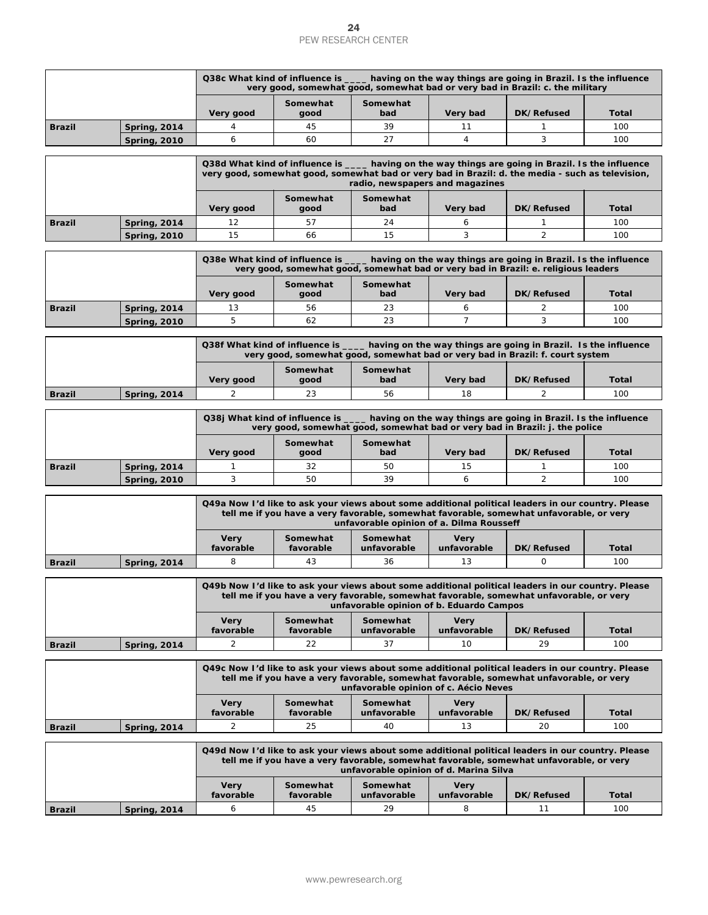| | | Q38c What kind of influence is ____ having on the way things are going in Brazil. Is the influence very good, somewhat good, somewhat bad or very bad in Brazil: c. the military | | | | | |
|---|---|---|---|---|---|---|---|
| | | Very good | Somewhat good | Somewhat bad | Very bad | DK/Refused | Total |
| Brazil | Spring, 2014 | 4 | 45 | 39 | 11 | 1 | 100 |
| | Spring, 2010 | 6 | 60 | 27 | 4 | 3 | 100 |

| | | Q38d What kind of influence is ____ having on the way things are going in Brazil. Is the influence very good, somewhat good, somewhat bad or very bad in Brazil: d. the media - such as television, radio, newspapers and magazines | | | | | |
|---|---|---|---|---|---|---|---|
| | | Very good | Somewhat good | Somewhat bad | Very bad | DK/Refused | Total |
| Brazil | Spring, 2014 | 12 | 57 | 24 | 6 | 1 | 100 |
| | Spring, 2010 | 15 | 66 | 15 | 3 | 2 | 100 |

| | | Q38e What kind of influence is ____ having on the way things are going in Brazil. Is the influence very good, somewhat good, somewhat bad or very bad in Brazil: e. religious leaders | | | | | |
|---|---|---|---|---|---|---|---|
| | | Very good | Somewhat good | Somewhat bad | Very bad | DK/Refused | Total |
| Brazil | Spring, 2014 | 13 | 56 | 23 | 6 | 2 | 100 |
| | Spring, 2010 | 5 | 62 | 23 | 7 | 3 | 100 |

| | | Q38f What kind of influence is ____ having on the way things are going in Brazil. Is the influence very good, somewhat good, somewhat bad or very bad in Brazil: f. court system | | | | | |
|---|---|---|---|---|---|---|---|
| | | Very good | Somewhat good | Somewhat bad | Very bad | DK/Refused | Total |
| Brazil | Spring, 2014 | 2 | 23 | 56 | 18 | 2 | 100 |

| | | Q38j What kind of influence is ____ having on the way things are going in Brazil. Is the influence very good, somewhat good, somewhat bad or very bad in Brazil: j. the police | | | | | |
|---|---|---|---|---|---|---|---|
| | | Very good | Somewhat good | Somewhat bad | Very bad | DK/Refused | Total |
| Brazil | Spring, 2014 | 1 | 32 | 50 | 15 | 1 | 100 |
| | Spring, 2010 | 3 | 50 | 39 | 6 | 2 | 100 |

| | | Q49a Now I'd like to ask your views about some additional political leaders in our country. Please tell me if you have a very favorable, somewhat favorable, somewhat unfavorable, or very unfavorable opinion of a. Dilma Rousseff | | | | | |
|---|---|---|---|---|---|---|---|
| | | Very favorable | Somewhat favorable | Somewhat unfavorable | Very unfavorable | DK/Refused | Total |
| Brazil | Spring, 2014 | 8 | 43 | 36 | 13 | 0 | 100 |

| | | Q49b Now I'd like to ask your views about some additional political leaders in our country. Please tell me if you have a very favorable, somewhat favorable, somewhat unfavorable, or very unfavorable opinion of b. Eduardo Campos | | | | | |
|---|---|---|---|---|---|---|---|
| | | Very favorable | Somewhat favorable | Somewhat unfavorable | Very unfavorable | DK/Refused | Total |
| Brazil | Spring, 2014 | 2 | 22 | 37 | 10 | 29 | 100 |

| | | Q49c Now I'd like to ask your views about some additional political leaders in our country. Please tell me if you have a very favorable, somewhat favorable, somewhat unfavorable, or very unfavorable opinion of c. Aécio Neves | | | | | |
|---|---|---|---|---|---|---|---|
| | | Very favorable | Somewhat favorable | Somewhat unfavorable | Very unfavorable | DK/Refused | Total |
| Brazil | Spring, 2014 | 2 | 25 | 40 | 13 | 20 | 100 |

| | | Q49d Now I'd like to ask your views about some additional political leaders in our country. Please tell me if you have a very favorable, somewhat favorable, somewhat unfavorable, or very unfavorable opinion of d. Marina Silva | | | | | |
|---|---|---|---|---|---|---|---|
| | | Very favorable | Somewhat favorable | Somewhat unfavorable | Very unfavorable | DK/Refused | Total |
| Brazil | Spring, 2014 | 6 | 45 | 29 | 8 | 11 | 100 |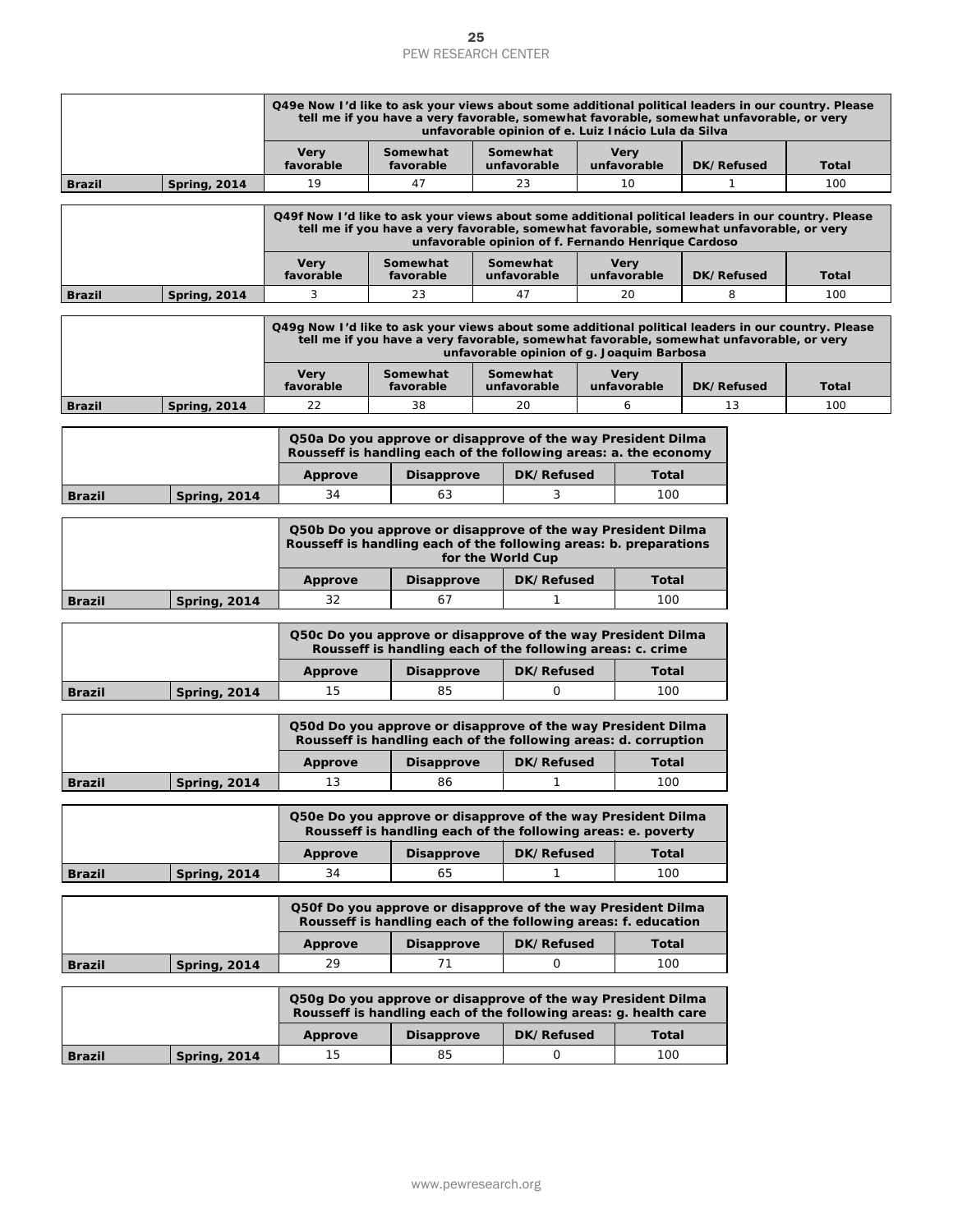| | | Q49e Now I'd like to ask your views about some additional political leaders in our country. Please tell me if you have a very favorable, somewhat favorable, somewhat unfavorable, or very unfavorable opinion of e. Luiz Inácio Lula da Silva | | | | | |
|---|---|---|---|---|---|---|---|
| | | Very favorable | Somewhat favorable | Somewhat unfavorable | Very unfavorable | DK/Refused | Total |
| **Brazil** | **Spring, 2014** | 19 | 47 | 23 | 10 | 1 | 100 |

| | | Q49f Now I'd like to ask your views about some additional political leaders in our country. Please tell me if you have a very favorable, somewhat favorable, somewhat unfavorable, or very unfavorable opinion of f. Fernando Henrique Cardoso | | | | | |
|---|---|---|---|---|---|---|---|
| | | Very favorable | Somewhat favorable | Somewhat unfavorable | Very unfavorable | DK/Refused | Total |
| **Brazil** | **Spring, 2014** | 3 | 23 | 47 | 20 | 8 | 100 |

| | | Q49g Now I'd like to ask your views about some additional political leaders in our country. Please tell me if you have a very favorable, somewhat favorable, somewhat unfavorable, or very unfavorable opinion of g. Joaquim Barbosa | | | | | |
|---|---|---|---|---|---|---|---|
| | | Very favorable | Somewhat favorable | Somewhat unfavorable | Very unfavorable | DK/Refused | Total |
| **Brazil** | **Spring, 2014** | 22 | 38 | 20 | 6 | 13 | 100 |

| | | Q50a Do you approve or disapprove of the way President Dilma Rousseff is handling each of the following areas: a. the economy | | | |
|---|---|---|---|---|---|
| | | Approve | Disapprove | DK/Refused | Total |
| **Brazil** | **Spring, 2014** | 34 | 63 | 3 | 100 |

| | | Q50b Do you approve or disapprove of the way President Dilma Rousseff is handling each of the following areas: b. preparations for the World Cup | | | |
|---|---|---|---|---|---|
| | | Approve | Disapprove | DK/Refused | Total |
| **Brazil** | **Spring, 2014** | 32 | 67 | 1 | 100 |

| | | Q50c Do you approve or disapprove of the way President Dilma Rousseff is handling each of the following areas: c. crime | | | |
|---|---|---|---|---|---|
| | | Approve | Disapprove | DK/Refused | Total |
| **Brazil** | **Spring, 2014** | 15 | 85 | 0 | 100 |

| | | Q50d Do you approve or disapprove of the way President Dilma Rousseff is handling each of the following areas: d. corruption | | | |
|---|---|---|---|---|---|
| | | Approve | Disapprove | DK/Refused | Total |
| **Brazil** | **Spring, 2014** | 13 | 86 | 1 | 100 |

| | | Q50e Do you approve or disapprove of the way President Dilma Rousseff is handling each of the following areas: e. poverty | | | |
|---|---|---|---|---|---|
| | | Approve | Disapprove | DK/Refused | Total |
| **Brazil** | **Spring, 2014** | 34 | 65 | 1 | 100 |

| | | Q50f Do you approve or disapprove of the way President Dilma Rousseff is handling each of the following areas: f. education | | | |
|---|---|---|---|---|---|
| | | Approve | Disapprove | DK/Refused | Total |
| **Brazil** | **Spring, 2014** | 29 | 71 | 0 | 100 |

| | | Q50g Do you approve or disapprove of the way President Dilma Rousseff is handling each of the following areas: g. health care | | | |
|---|---|---|---|---|---|
| | | Approve | Disapprove | DK/Refused | Total |
| **Brazil** | **Spring, 2014** | 15 | 85 | 0 | 100 |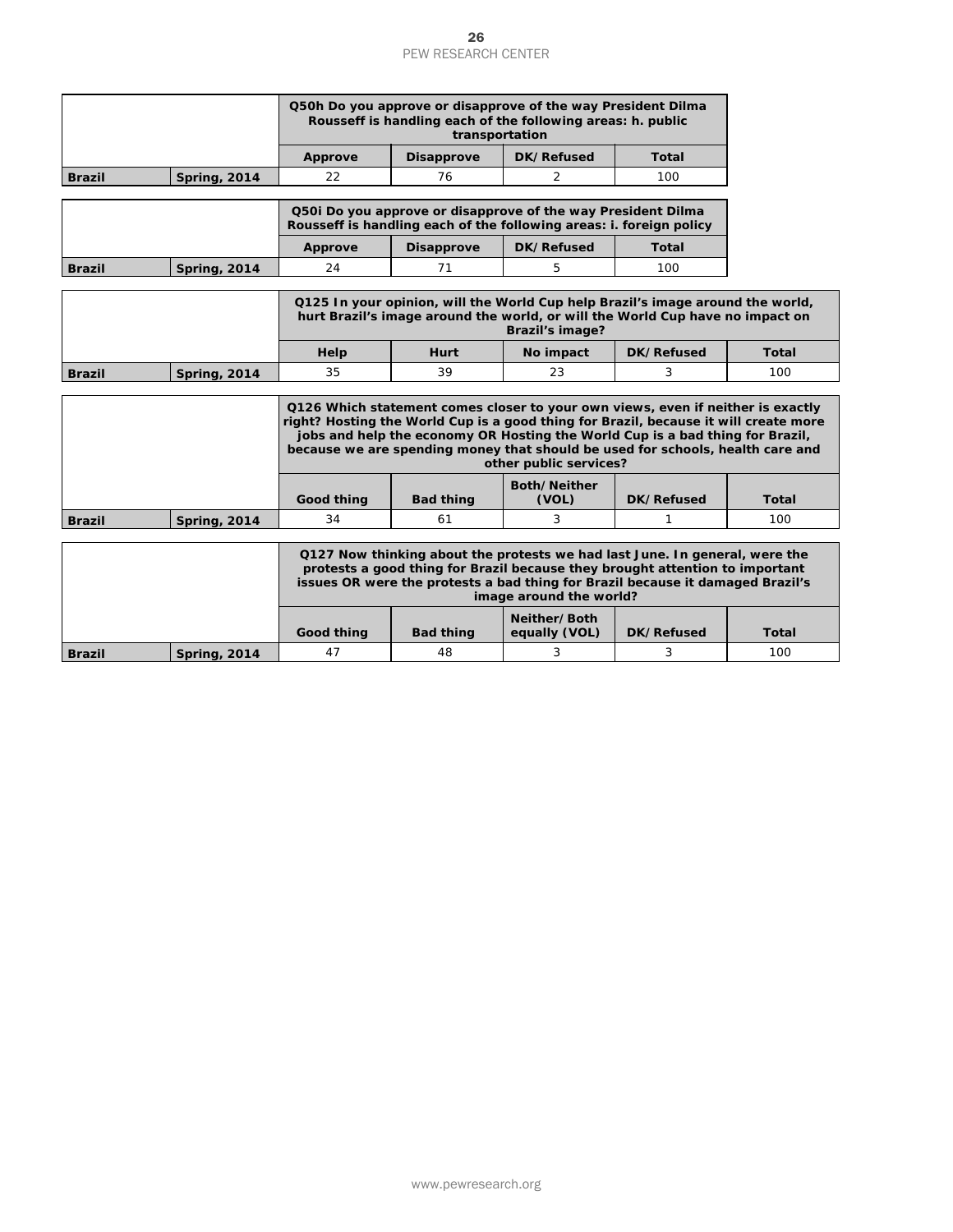| | | Q50h Do you approve or disapprove of the way President Dilma Rousseff is handling each of the following areas: h. public transportation | | | |
|---|---|---|---|---|---|
| | | Approve | Disapprove | DK/Refused | Total |
| Brazil | Spring, 2014 | 22 | 76 | 2 | 100 |

| | | Q50i Do you approve or disapprove of the way President Dilma Rousseff is handling each of the following areas: i. foreign policy | | | |
|---|---|---|---|---|---|
| | | Approve | Disapprove | DK/Refused | Total |
| Brazil | Spring, 2014 | 24 | 71 | 5 | 100 |

| | | Q125 In your opinion, will the World Cup help Brazil's image around the world, hurt Brazil's image around the world, or will the World Cup have no impact on Brazil's image? | | | | |
|---|---|---|---|---|---|---|
| | | Help | Hurt | No impact | DK/Refused | Total |
| Brazil | Spring, 2014 | 35 | 39 | 23 | 3 | 100 |

| | | Q126 Which statement comes closer to your own views, even if neither is exactly right? Hosting the World Cup is a good thing for Brazil, because it will create more jobs and help the economy OR Hosting the World Cup is a bad thing for Brazil, because we are spending money that should be used for schools, health care and other public services? | | | | |
|---|---|---|---|---|---|---|
| | | Good thing | Bad thing | Both/Neither (VOL) | DK/Refused | Total |
| Brazil | Spring, 2014 | 34 | 61 | 3 | 1 | 100 |

| | | Q127 Now thinking about the protests we had last June. In general, were the protests a good thing for Brazil because they brought attention to important issues OR were the protests a bad thing for Brazil because it damaged Brazil's image around the world? | | | | |
|---|---|---|---|---|---|---|
| | | Good thing | Bad thing | Neither/Both equally (VOL) | DK/Refused | Total |
| Brazil | Spring, 2014 | 47 | 48 | 3 | 3 | 100 |